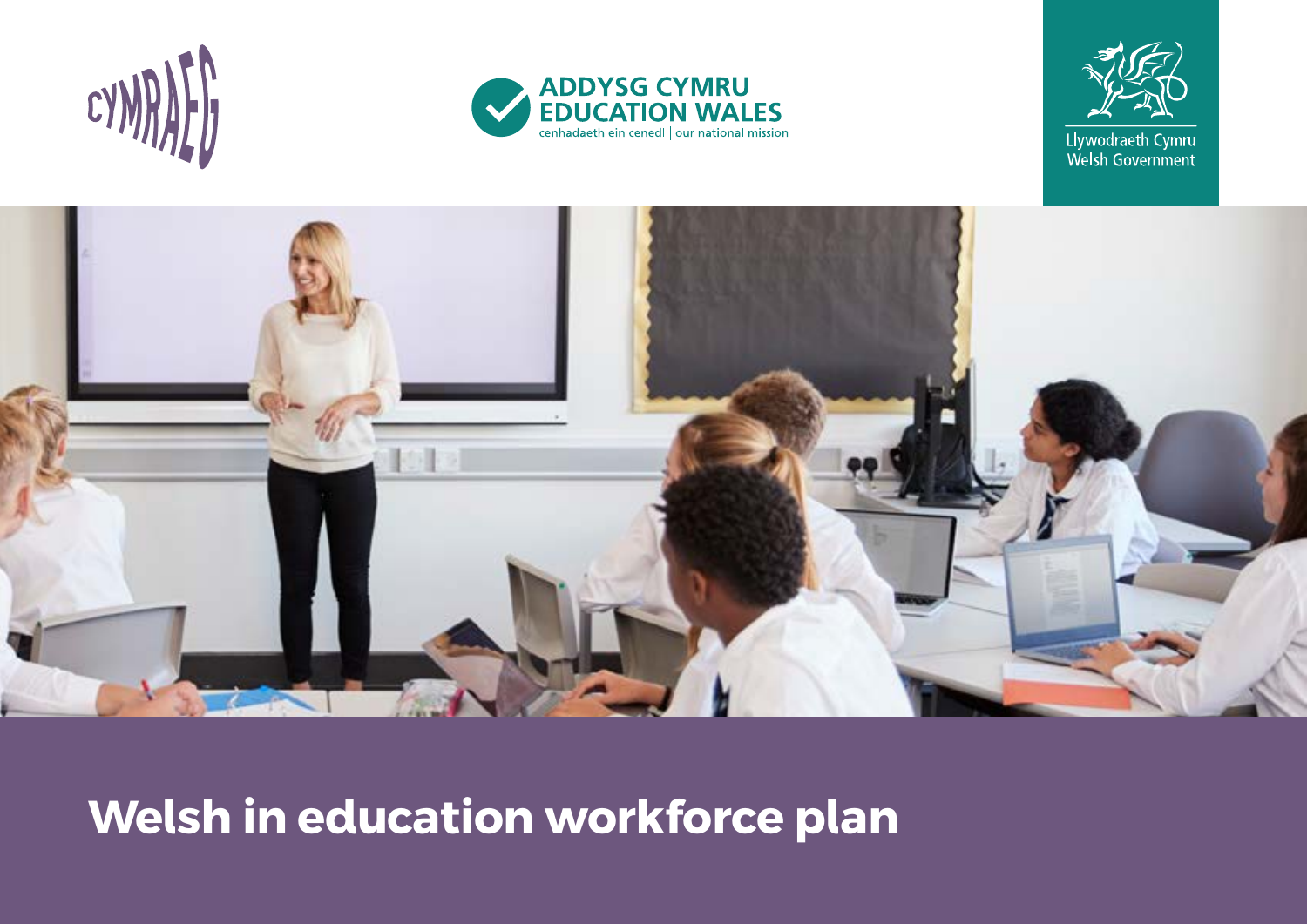CYMRAEG

ADDYSG CYMRU
EDUCATION WALES
cenhadaeth ein cenedl | our national mission

Llywodraeth Cymru
Welsh Government

# Welsh in education workforce plan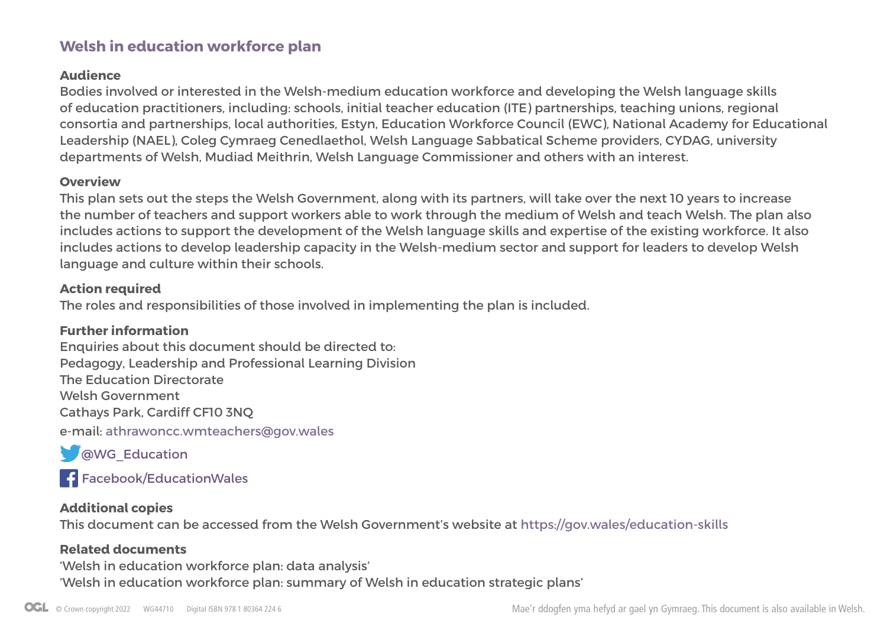## Welsh in education workforce plan

### Audience

Bodies involved or interested in the Welsh-medium education workforce and developing the Welsh language skills of education practitioners, including: schools, initial teacher education (ITE) partnerships, teaching unions, regional consortia and partnerships, local authorities, Estyn, Education Workforce Council (EWC), National Academy for Educational Leadership (NAEL), Coleg Cymraeg Cenedlaethol, Welsh Language Sabbatical Scheme providers, CYDAG, university departments of Welsh, Mudiad Meithrin, Welsh Language Commissioner and others with an interest.

### Overview

This plan sets out the steps the Welsh Government, along with its partners, will take over the next 10 years to increase the number of teachers and support workers able to work through the medium of Welsh and teach Welsh. The plan also includes actions to support the development of the Welsh language skills and expertise of the existing workforce. It also includes actions to develop leadership capacity in the Welsh-medium sector and support for leaders to develop Welsh language and culture within their schools.

### Action required

The roles and responsibilities of those involved in implementing the plan is included.

### Further information

Enquiries about this document should be directed to:
Pedagogy, Leadership and Professional Learning Division
The Education Directorate
Welsh Government
Cathays Park, Cardiff CF10 3NQ

e-mail: athrawoncc.wmteachers@gov.wales

@WG_Education

Facebook/EducationWales

### Additional copies

This document can be accessed from the Welsh Government's website at https://gov.wales/education-skills

### Related documents

'Welsh in education workforce plan: data analysis'
'Welsh in education workforce plan: summary of Welsh in education strategic plans'

© Crown copyright 2022 WG44710 Digital ISBN 978 1 80364 224 6

Mae'r ddogfen yma hefyd ar gael yn Gymraeg. This document is also available in Welsh.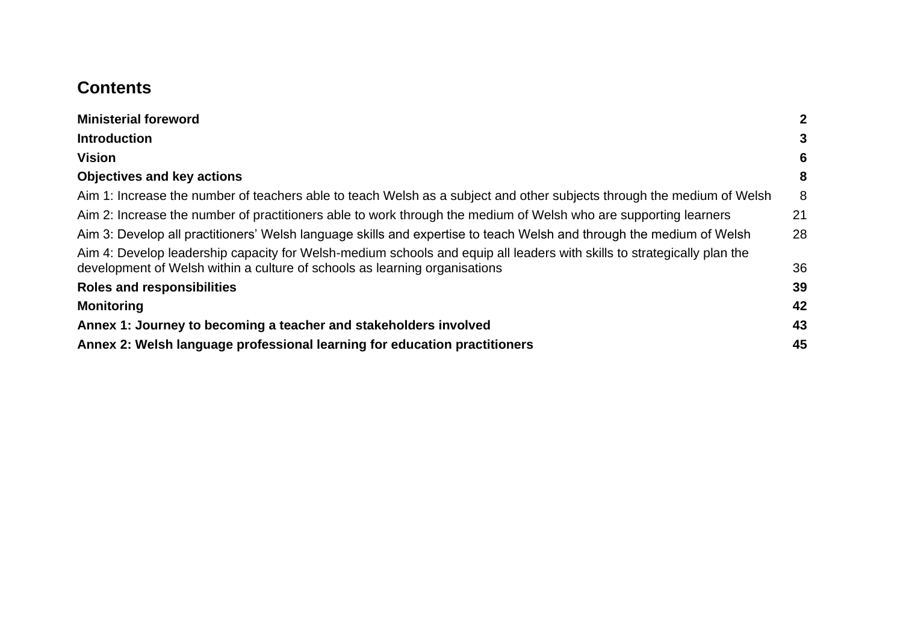## Contents

| | |
|---|---|
| **Ministerial foreword** | **2** |
| **Introduction** | **3** |
| **Vision** | **6** |
| **Objectives and key actions** | **8** |
| Aim 1: Increase the number of teachers able to teach Welsh as a subject and other subjects through the medium of Welsh | 8 |
| Aim 2: Increase the number of practitioners able to work through the medium of Welsh who are supporting learners | 21 |
| Aim 3: Develop all practitioners' Welsh language skills and expertise to teach Welsh and through the medium of Welsh | 28 |
| Aim 4: Develop leadership capacity for Welsh-medium schools and equip all leaders with skills to strategically plan the development of Welsh within a culture of schools as learning organisations | 36 |
| **Roles and responsibilities** | **39** |
| **Monitoring** | **42** |
| **Annex 1: Journey to becoming a teacher and stakeholders involved** | **43** |
| **Annex 2: Welsh language professional learning for education practitioners** | **45** |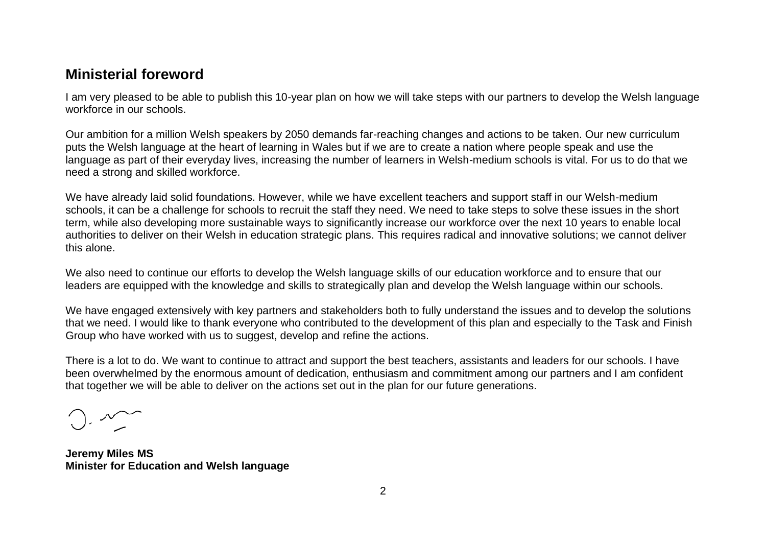## Ministerial foreword

I am very pleased to be able to publish this 10-year plan on how we will take steps with our partners to develop the Welsh language workforce in our schools.

Our ambition for a million Welsh speakers by 2050 demands far-reaching changes and actions to be taken. Our new curriculum puts the Welsh language at the heart of learning in Wales but if we are to create a nation where people speak and use the language as part of their everyday lives, increasing the number of learners in Welsh-medium schools is vital. For us to do that we need a strong and skilled workforce.

We have already laid solid foundations. However, while we have excellent teachers and support staff in our Welsh-medium schools, it can be a challenge for schools to recruit the staff they need. We need to take steps to solve these issues in the short term, while also developing more sustainable ways to significantly increase our workforce over the next 10 years to enable local authorities to deliver on their Welsh in education strategic plans. This requires radical and innovative solutions; we cannot deliver this alone.

We also need to continue our efforts to develop the Welsh language skills of our education workforce and to ensure that our leaders are equipped with the knowledge and skills to strategically plan and develop the Welsh language within our schools.

We have engaged extensively with key partners and stakeholders both to fully understand the issues and to develop the solutions that we need. I would like to thank everyone who contributed to the development of this plan and especially to the Task and Finish Group who have worked with us to suggest, develop and refine the actions.

There is a lot to do. We want to continue to attract and support the best teachers, assistants and leaders for our schools. I have been overwhelmed by the enormous amount of dedication, enthusiasm and commitment among our partners and I am confident that together we will be able to deliver on the actions set out in the plan for our future generations.

**Jeremy Miles MS**
**Minister for Education and Welsh language**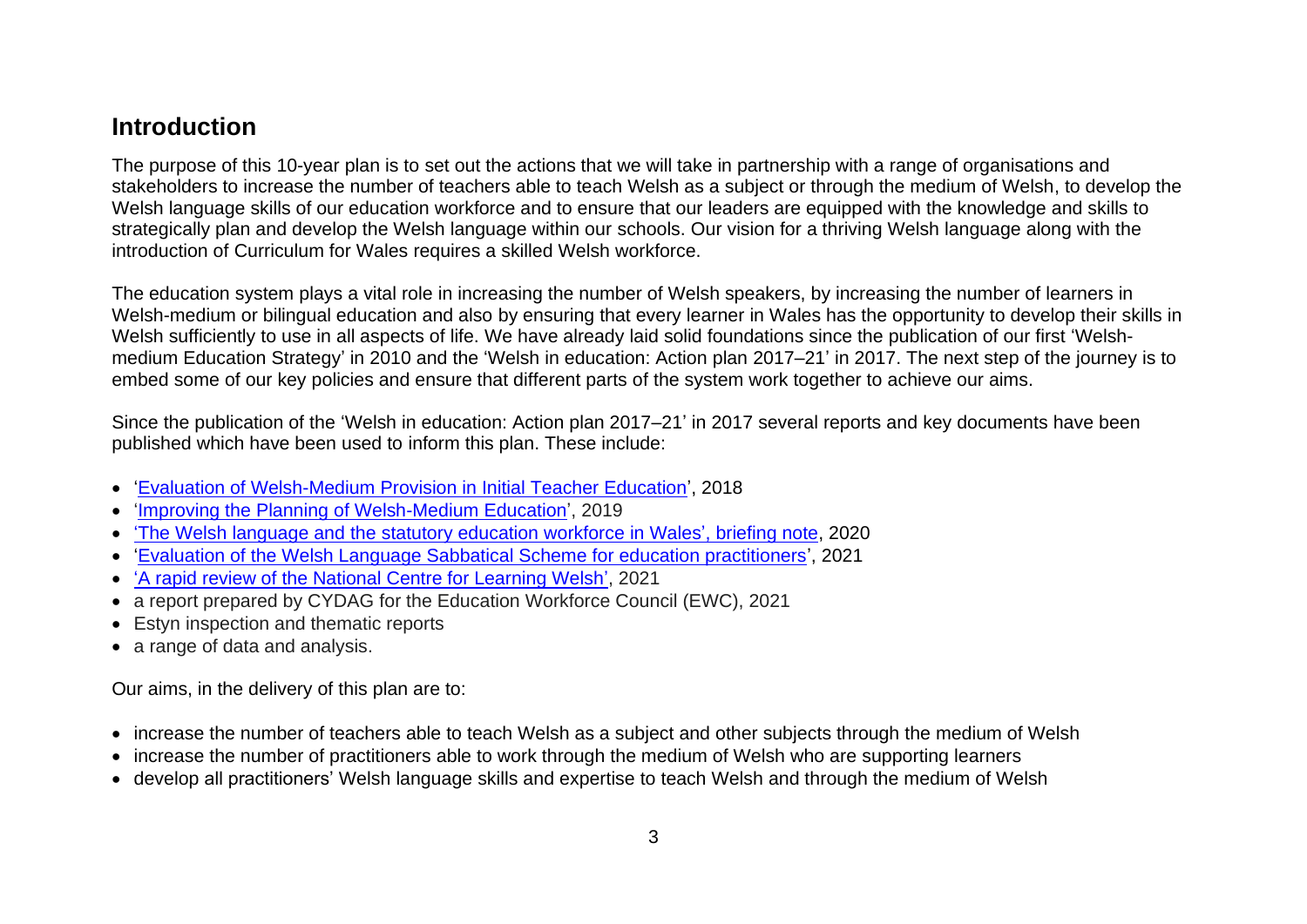## Introduction

The purpose of this 10-year plan is to set out the actions that we will take in partnership with a range of organisations and stakeholders to increase the number of teachers able to teach Welsh as a subject or through the medium of Welsh, to develop the Welsh language skills of our education workforce and to ensure that our leaders are equipped with the knowledge and skills to strategically plan and develop the Welsh language within our schools. Our vision for a thriving Welsh language along with the introduction of Curriculum for Wales requires a skilled Welsh workforce.

The education system plays a vital role in increasing the number of Welsh speakers, by increasing the number of learners in Welsh-medium or bilingual education and also by ensuring that every learner in Wales has the opportunity to develop their skills in Welsh sufficiently to use in all aspects of life. We have already laid solid foundations since the publication of our first 'Welsh-medium Education Strategy' in 2010 and the 'Welsh in education: Action plan 2017–21' in 2017. The next step of the journey is to embed some of our key policies and ensure that different parts of the system work together to achieve our aims.

Since the publication of the 'Welsh in education: Action plan 2017–21' in 2017 several reports and key documents have been published which have been used to inform this plan. These include:

- 'Evaluation of Welsh-Medium Provision in Initial Teacher Education', 2018
- 'Improving the Planning of Welsh-Medium Education', 2019
- 'The Welsh language and the statutory education workforce in Wales', briefing note, 2020
- 'Evaluation of the Welsh Language Sabbatical Scheme for education practitioners', 2021
- 'A rapid review of the National Centre for Learning Welsh', 2021
- a report prepared by CYDAG for the Education Workforce Council (EWC), 2021
- Estyn inspection and thematic reports
- a range of data and analysis.

Our aims, in the delivery of this plan are to:

- increase the number of teachers able to teach Welsh as a subject and other subjects through the medium of Welsh
- increase the number of practitioners able to work through the medium of Welsh who are supporting learners
- develop all practitioners' Welsh language skills and expertise to teach Welsh and through the medium of Welsh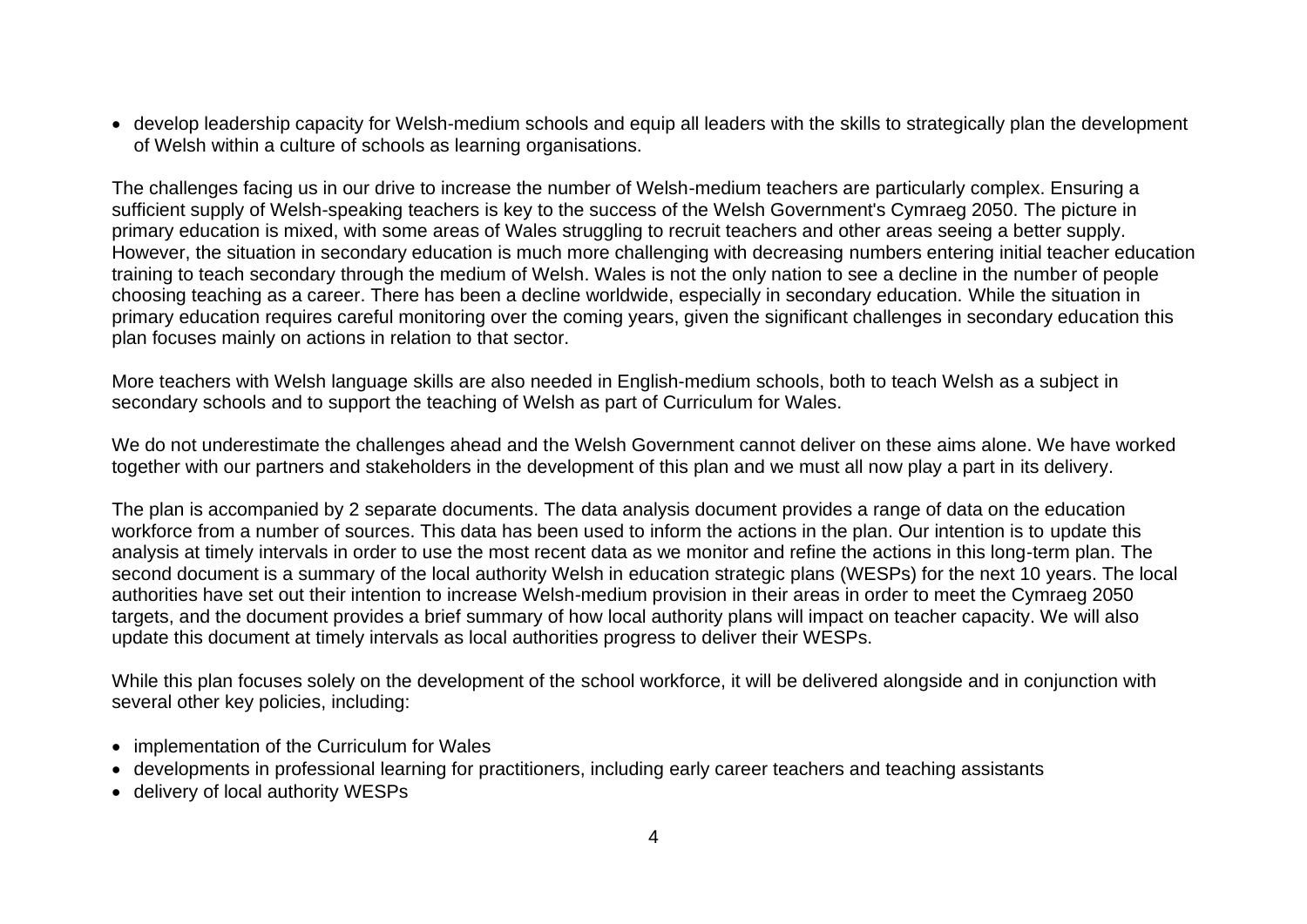- develop leadership capacity for Welsh-medium schools and equip all leaders with the skills to strategically plan the development of Welsh within a culture of schools as learning organisations.

The challenges facing us in our drive to increase the number of Welsh-medium teachers are particularly complex. Ensuring a sufficient supply of Welsh-speaking teachers is key to the success of the Welsh Government's Cymraeg 2050. The picture in primary education is mixed, with some areas of Wales struggling to recruit teachers and other areas seeing a better supply. However, the situation in secondary education is much more challenging with decreasing numbers entering initial teacher education training to teach secondary through the medium of Welsh. Wales is not the only nation to see a decline in the number of people choosing teaching as a career. There has been a decline worldwide, especially in secondary education. While the situation in primary education requires careful monitoring over the coming years, given the significant challenges in secondary education this plan focuses mainly on actions in relation to that sector.

More teachers with Welsh language skills are also needed in English-medium schools, both to teach Welsh as a subject in secondary schools and to support the teaching of Welsh as part of Curriculum for Wales.

We do not underestimate the challenges ahead and the Welsh Government cannot deliver on these aims alone. We have worked together with our partners and stakeholders in the development of this plan and we must all now play a part in its delivery.

The plan is accompanied by 2 separate documents. The data analysis document provides a range of data on the education workforce from a number of sources. This data has been used to inform the actions in the plan. Our intention is to update this analysis at timely intervals in order to use the most recent data as we monitor and refine the actions in this long-term plan. The second document is a summary of the local authority Welsh in education strategic plans (WESPs) for the next 10 years. The local authorities have set out their intention to increase Welsh-medium provision in their areas in order to meet the Cymraeg 2050 targets, and the document provides a brief summary of how local authority plans will impact on teacher capacity. We will also update this document at timely intervals as local authorities progress to deliver their WESPs.

While this plan focuses solely on the development of the school workforce, it will be delivered alongside and in conjunction with several other key policies, including:

- implementation of the Curriculum for Wales
- developments in professional learning for practitioners, including early career teachers and teaching assistants
- delivery of local authority WESPs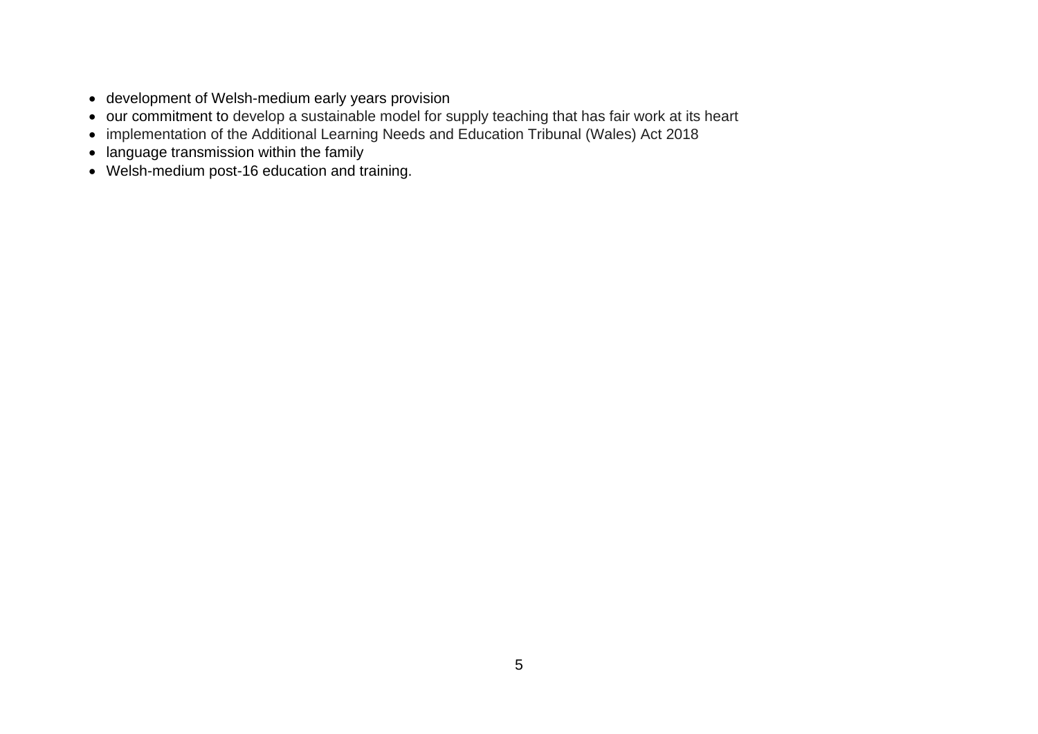- development of Welsh-medium early years provision
- our commitment to develop a sustainable model for supply teaching that has fair work at its heart
- implementation of the Additional Learning Needs and Education Tribunal (Wales) Act 2018
- language transmission within the family
- Welsh-medium post-16 education and training.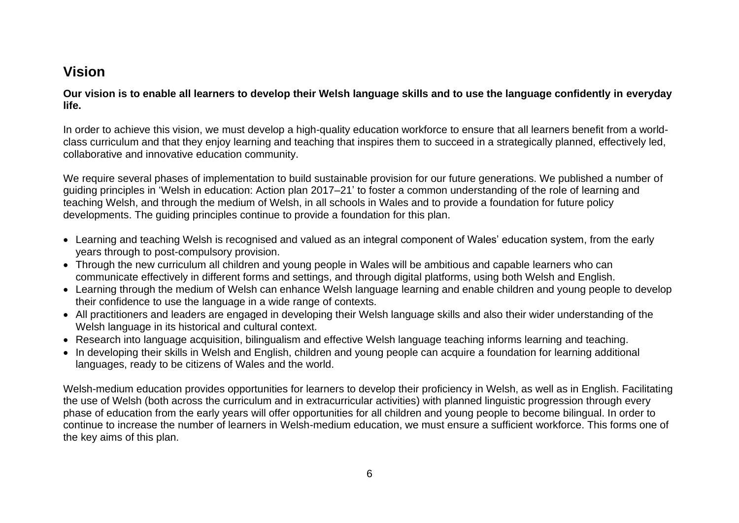## Vision

**Our vision is to enable all learners to develop their Welsh language skills and to use the language confidently in everyday life.**

In order to achieve this vision, we must develop a high-quality education workforce to ensure that all learners benefit from a world-class curriculum and that they enjoy learning and teaching that inspires them to succeed in a strategically planned, effectively led, collaborative and innovative education community.

We require several phases of implementation to build sustainable provision for our future generations. We published a number of guiding principles in 'Welsh in education: Action plan 2017–21' to foster a common understanding of the role of learning and teaching Welsh, and through the medium of Welsh, in all schools in Wales and to provide a foundation for future policy developments. The guiding principles continue to provide a foundation for this plan.

- Learning and teaching Welsh is recognised and valued as an integral component of Wales' education system, from the early years through to post-compulsory provision.
- Through the new curriculum all children and young people in Wales will be ambitious and capable learners who can communicate effectively in different forms and settings, and through digital platforms, using both Welsh and English.
- Learning through the medium of Welsh can enhance Welsh language learning and enable children and young people to develop their confidence to use the language in a wide range of contexts.
- All practitioners and leaders are engaged in developing their Welsh language skills and also their wider understanding of the Welsh language in its historical and cultural context.
- Research into language acquisition, bilingualism and effective Welsh language teaching informs learning and teaching.
- In developing their skills in Welsh and English, children and young people can acquire a foundation for learning additional languages, ready to be citizens of Wales and the world.

Welsh-medium education provides opportunities for learners to develop their proficiency in Welsh, as well as in English. Facilitating the use of Welsh (both across the curriculum and in extracurricular activities) with planned linguistic progression through every phase of education from the early years will offer opportunities for all children and young people to become bilingual. In order to continue to increase the number of learners in Welsh-medium education, we must ensure a sufficient workforce. This forms one of the key aims of this plan.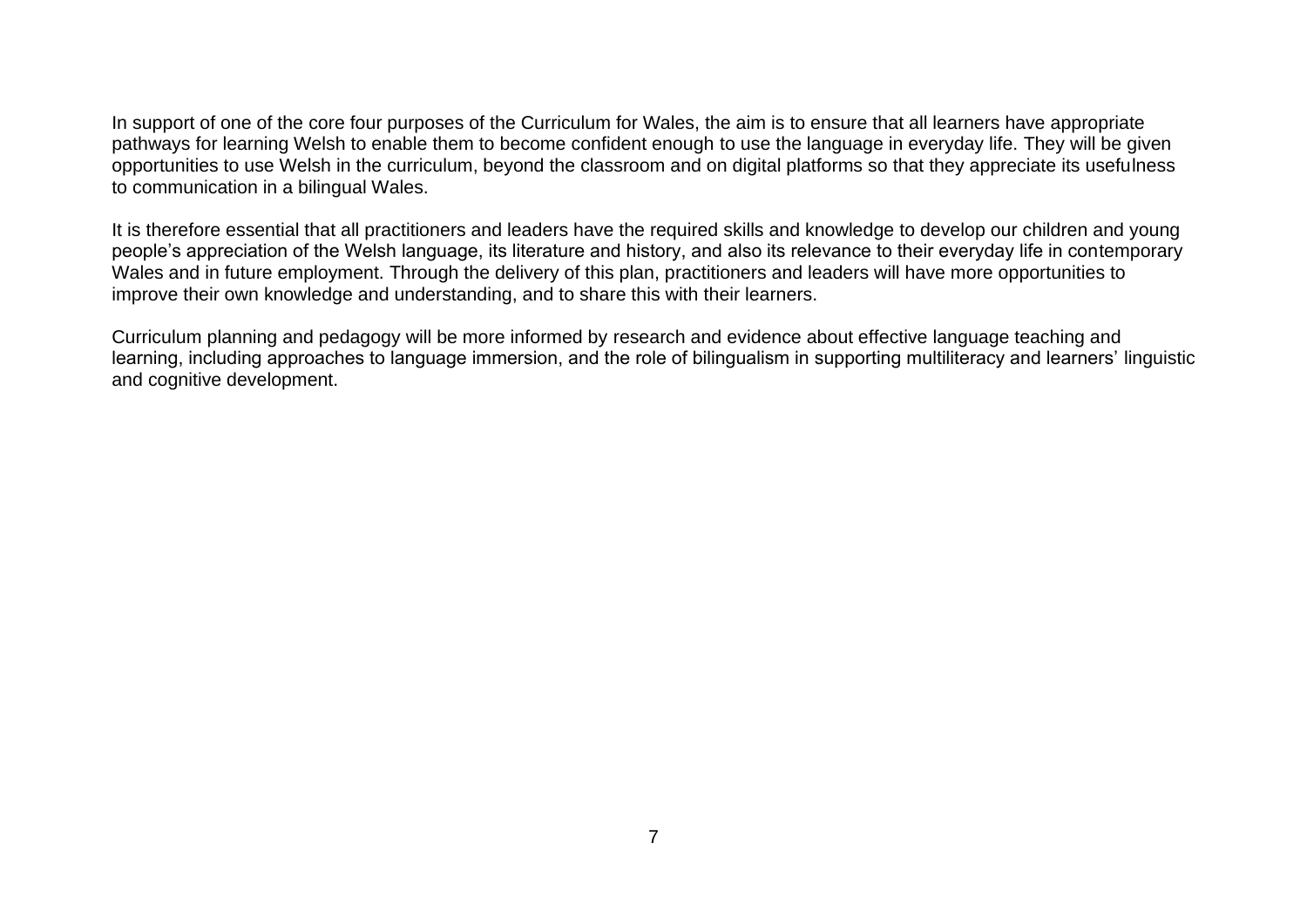In support of one of the core four purposes of the Curriculum for Wales, the aim is to ensure that all learners have appropriate pathways for learning Welsh to enable them to become confident enough to use the language in everyday life. They will be given opportunities to use Welsh in the curriculum, beyond the classroom and on digital platforms so that they appreciate its usefulness to communication in a bilingual Wales.

It is therefore essential that all practitioners and leaders have the required skills and knowledge to develop our children and young people's appreciation of the Welsh language, its literature and history, and also its relevance to their everyday life in contemporary Wales and in future employment. Through the delivery of this plan, practitioners and leaders will have more opportunities to improve their own knowledge and understanding, and to share this with their learners.

Curriculum planning and pedagogy will be more informed by research and evidence about effective language teaching and learning, including approaches to language immersion, and the role of bilingualism in supporting multiliteracy and learners' linguistic and cognitive development.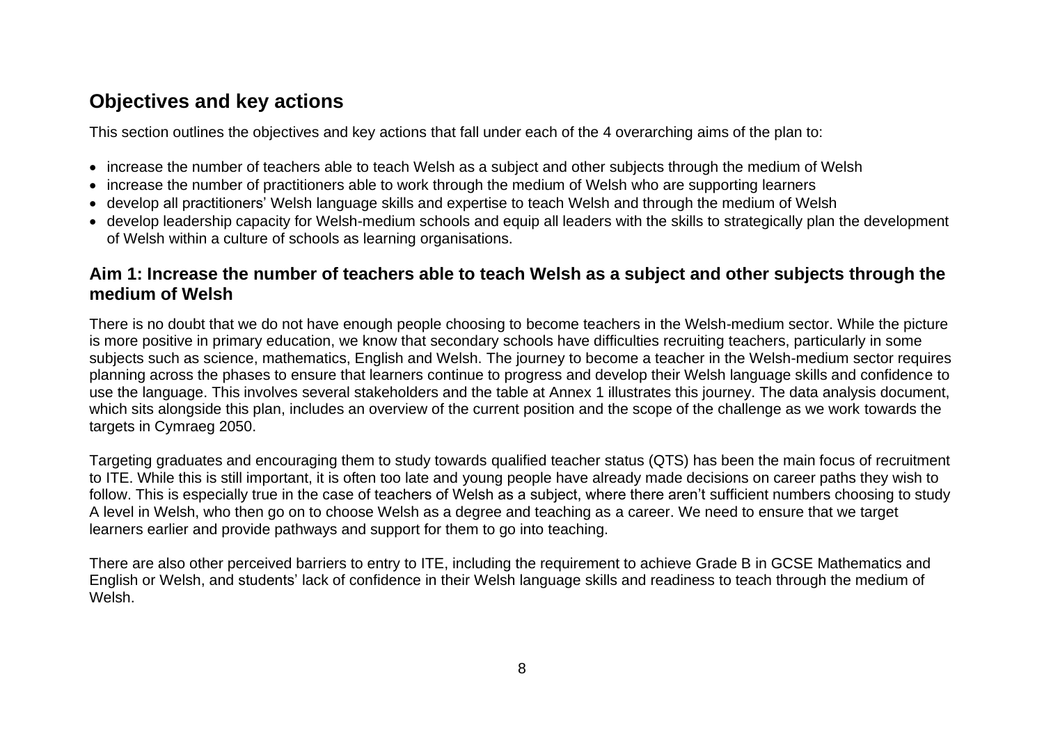## Objectives and key actions

This section outlines the objectives and key actions that fall under each of the 4 overarching aims of the plan to:

- increase the number of teachers able to teach Welsh as a subject and other subjects through the medium of Welsh
- increase the number of practitioners able to work through the medium of Welsh who are supporting learners
- develop all practitioners' Welsh language skills and expertise to teach Welsh and through the medium of Welsh
- develop leadership capacity for Welsh-medium schools and equip all leaders with the skills to strategically plan the development of Welsh within a culture of schools as learning organisations.

### Aim 1: Increase the number of teachers able to teach Welsh as a subject and other subjects through the medium of Welsh

There is no doubt that we do not have enough people choosing to become teachers in the Welsh-medium sector. While the picture is more positive in primary education, we know that secondary schools have difficulties recruiting teachers, particularly in some subjects such as science, mathematics, English and Welsh. The journey to become a teacher in the Welsh-medium sector requires planning across the phases to ensure that learners continue to progress and develop their Welsh language skills and confidence to use the language. This involves several stakeholders and the table at Annex 1 illustrates this journey. The data analysis document, which sits alongside this plan, includes an overview of the current position and the scope of the challenge as we work towards the targets in Cymraeg 2050.

Targeting graduates and encouraging them to study towards qualified teacher status (QTS) has been the main focus of recruitment to ITE. While this is still important, it is often too late and young people have already made decisions on career paths they wish to follow. This is especially true in the case of teachers of Welsh as a subject, where there aren't sufficient numbers choosing to study A level in Welsh, who then go on to choose Welsh as a degree and teaching as a career. We need to ensure that we target learners earlier and provide pathways and support for them to go into teaching.

There are also other perceived barriers to entry to ITE, including the requirement to achieve Grade B in GCSE Mathematics and English or Welsh, and students' lack of confidence in their Welsh language skills and readiness to teach through the medium of Welsh.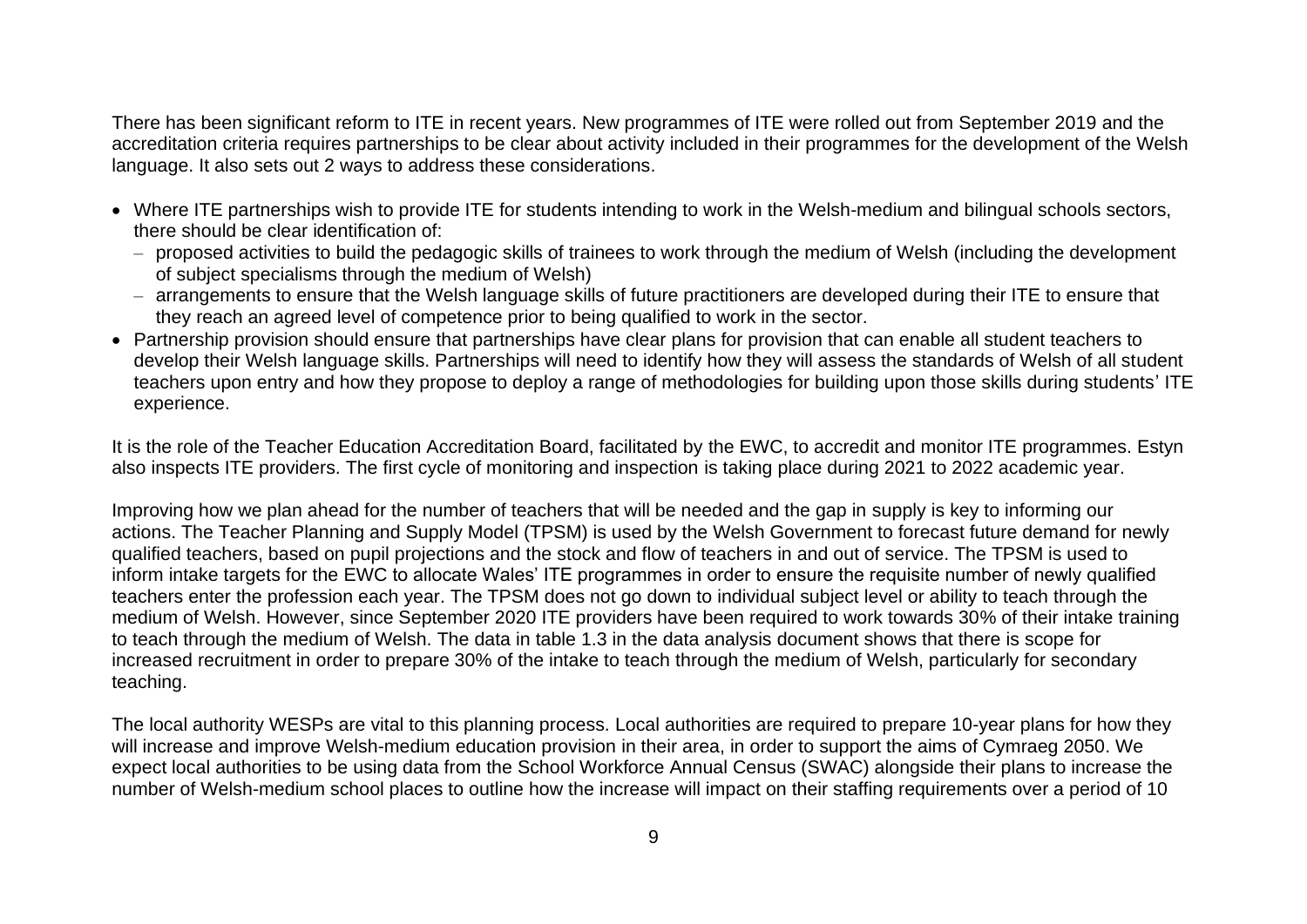There has been significant reform to ITE in recent years. New programmes of ITE were rolled out from September 2019 and the accreditation criteria requires partnerships to be clear about activity included in their programmes for the development of the Welsh language. It also sets out 2 ways to address these considerations.

- Where ITE partnerships wish to provide ITE for students intending to work in the Welsh-medium and bilingual schools sectors, there should be clear identification of:
  - proposed activities to build the pedagogic skills of trainees to work through the medium of Welsh (including the development of subject specialisms through the medium of Welsh)
  - arrangements to ensure that the Welsh language skills of future practitioners are developed during their ITE to ensure that they reach an agreed level of competence prior to being qualified to work in the sector.
- Partnership provision should ensure that partnerships have clear plans for provision that can enable all student teachers to develop their Welsh language skills. Partnerships will need to identify how they will assess the standards of Welsh of all student teachers upon entry and how they propose to deploy a range of methodologies for building upon those skills during students' ITE experience.

It is the role of the Teacher Education Accreditation Board, facilitated by the EWC, to accredit and monitor ITE programmes. Estyn also inspects ITE providers. The first cycle of monitoring and inspection is taking place during 2021 to 2022 academic year.

Improving how we plan ahead for the number of teachers that will be needed and the gap in supply is key to informing our actions. The Teacher Planning and Supply Model (TPSM) is used by the Welsh Government to forecast future demand for newly qualified teachers, based on pupil projections and the stock and flow of teachers in and out of service. The TPSM is used to inform intake targets for the EWC to allocate Wales' ITE programmes in order to ensure the requisite number of newly qualified teachers enter the profession each year. The TPSM does not go down to individual subject level or ability to teach through the medium of Welsh. However, since September 2020 ITE providers have been required to work towards 30% of their intake training to teach through the medium of Welsh. The data in table 1.3 in the data analysis document shows that there is scope for increased recruitment in order to prepare 30% of the intake to teach through the medium of Welsh, particularly for secondary teaching.

The local authority WESPs are vital to this planning process. Local authorities are required to prepare 10-year plans for how they will increase and improve Welsh-medium education provision in their area, in order to support the aims of Cymraeg 2050. We expect local authorities to be using data from the School Workforce Annual Census (SWAC) alongside their plans to increase the number of Welsh-medium school places to outline how the increase will impact on their staffing requirements over a period of 10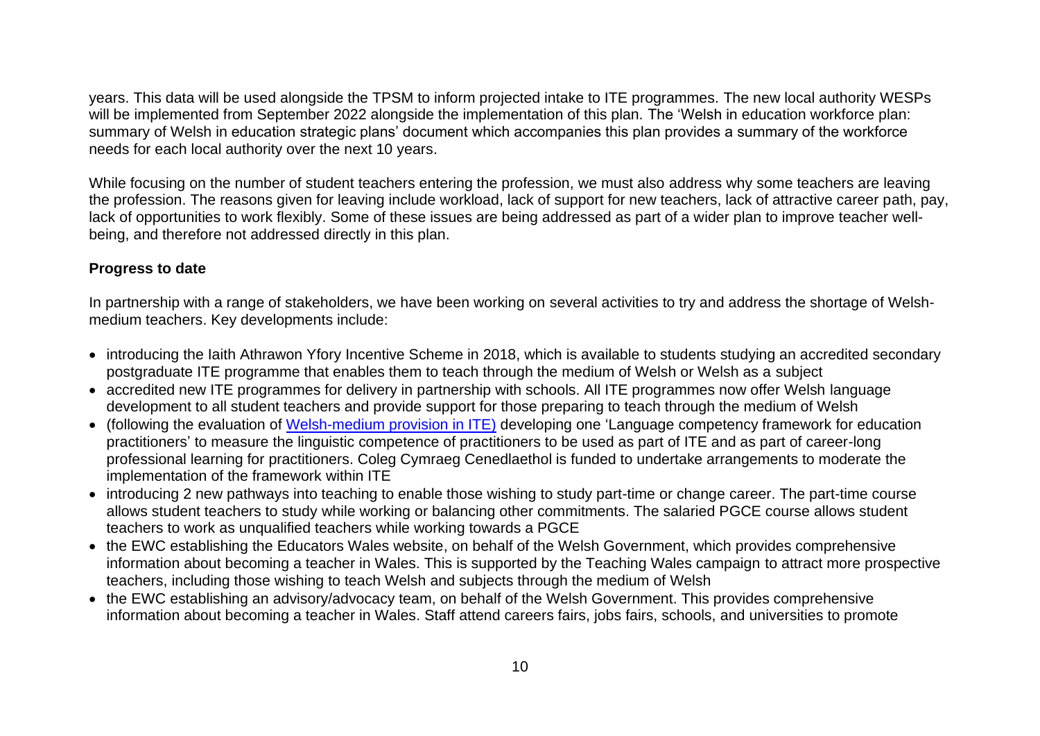years. This data will be used alongside the TPSM to inform projected intake to ITE programmes. The new local authority WESPs will be implemented from September 2022 alongside the implementation of this plan. The 'Welsh in education workforce plan: summary of Welsh in education strategic plans' document which accompanies this plan provides a summary of the workforce needs for each local authority over the next 10 years.

While focusing on the number of student teachers entering the profession, we must also address why some teachers are leaving the profession. The reasons given for leaving include workload, lack of support for new teachers, lack of attractive career path, pay, lack of opportunities to work flexibly. Some of these issues are being addressed as part of a wider plan to improve teacher well-being, and therefore not addressed directly in this plan.

**Progress to date**

In partnership with a range of stakeholders, we have been working on several activities to try and address the shortage of Welsh-medium teachers. Key developments include:

- introducing the Iaith Athrawon Yfory Incentive Scheme in 2018, which is available to students studying an accredited secondary postgraduate ITE programme that enables them to teach through the medium of Welsh or Welsh as a subject
- accredited new ITE programmes for delivery in partnership with schools. All ITE programmes now offer Welsh language development to all student teachers and provide support for those preparing to teach through the medium of Welsh
- (following the evaluation of Welsh-medium provision in ITE) developing one 'Language competency framework for education practitioners' to measure the linguistic competence of practitioners to be used as part of ITE and as part of career-long professional learning for practitioners. Coleg Cymraeg Cenedlaethol is funded to undertake arrangements to moderate the implementation of the framework within ITE
- introducing 2 new pathways into teaching to enable those wishing to study part-time or change career. The part-time course allows student teachers to study while working or balancing other commitments. The salaried PGCE course allows student teachers to work as unqualified teachers while working towards a PGCE
- the EWC establishing the Educators Wales website, on behalf of the Welsh Government, which provides comprehensive information about becoming a teacher in Wales. This is supported by the Teaching Wales campaign to attract more prospective teachers, including those wishing to teach Welsh and subjects through the medium of Welsh
- the EWC establishing an advisory/advocacy team, on behalf of the Welsh Government. This provides comprehensive information about becoming a teacher in Wales. Staff attend careers fairs, jobs fairs, schools, and universities to promote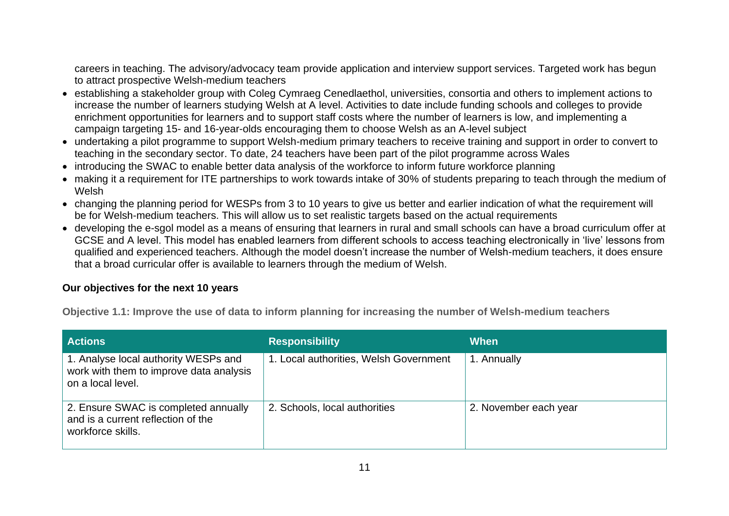careers in teaching. The advisory/advocacy team provide application and interview support services. Targeted work has begun to attract prospective Welsh-medium teachers

- establishing a stakeholder group with Coleg Cymraeg Cenedlaethol, universities, consortia and others to implement actions to increase the number of learners studying Welsh at A level. Activities to date include funding schools and colleges to provide enrichment opportunities for learners and to support staff costs where the number of learners is low, and implementing a campaign targeting 15- and 16-year-olds encouraging them to choose Welsh as an A-level subject
- undertaking a pilot programme to support Welsh-medium primary teachers to receive training and support in order to convert to teaching in the secondary sector. To date, 24 teachers have been part of the pilot programme across Wales
- introducing the SWAC to enable better data analysis of the workforce to inform future workforce planning
- making it a requirement for ITE partnerships to work towards intake of 30% of students preparing to teach through the medium of Welsh
- changing the planning period for WESPs from 3 to 10 years to give us better and earlier indication of what the requirement will be for Welsh-medium teachers. This will allow us to set realistic targets based on the actual requirements
- developing the e-sgol model as a means of ensuring that learners in rural and small schools can have a broad curriculum offer at GCSE and A level. This model has enabled learners from different schools to access teaching electronically in 'live' lessons from qualified and experienced teachers. Although the model doesn't increase the number of Welsh-medium teachers, it does ensure that a broad curricular offer is available to learners through the medium of Welsh.

### Our objectives for the next 10 years

#### Objective 1.1: Improve the use of data to inform planning for increasing the number of Welsh-medium teachers

| Actions | Responsibility | When |
| --- | --- | --- |
| 1. Analyse local authority WESPs and work with them to improve data analysis on a local level. | 1. Local authorities, Welsh Government | 1. Annually |
| 2. Ensure SWAC is completed annually and is a current reflection of the workforce skills. | 2. Schools, local authorities | 2. November each year |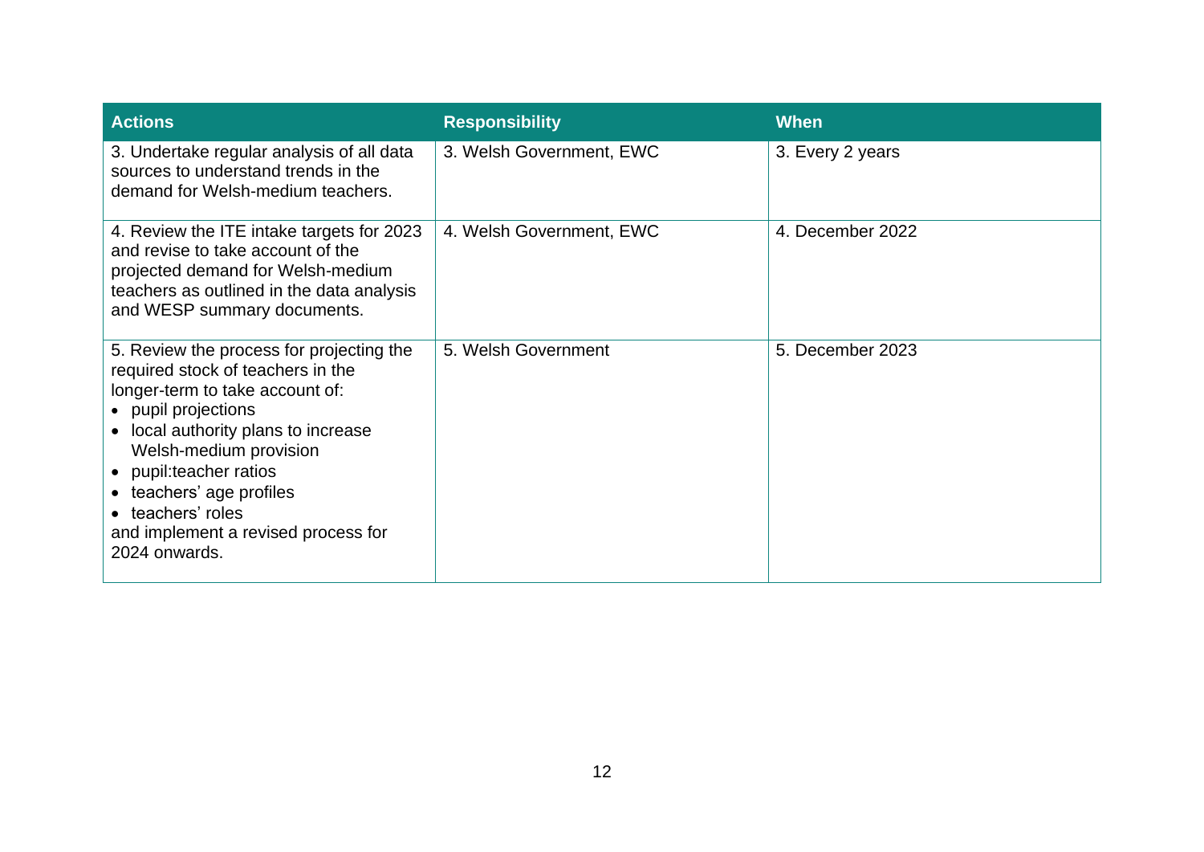| Actions | Responsibility | When |
| --- | --- | --- |
| 3. Undertake regular analysis of all data sources to understand trends in the demand for Welsh-medium teachers. | 3. Welsh Government, EWC | 3. Every 2 years |
| 4. Review the ITE intake targets for 2023 and revise to take account of the projected demand for Welsh-medium teachers as outlined in the data analysis and WESP summary documents. | 4. Welsh Government, EWC | 4. December 2022 |
| 5. Review the process for projecting the required stock of teachers in the longer-term to take account of: <br>• pupil projections <br>• local authority plans to increase Welsh-medium provision <br>• pupil:teacher ratios <br>• teachers' age profiles <br>• teachers' roles <br>and implement a revised process for 2024 onwards. | 5. Welsh Government | 5. December 2023 |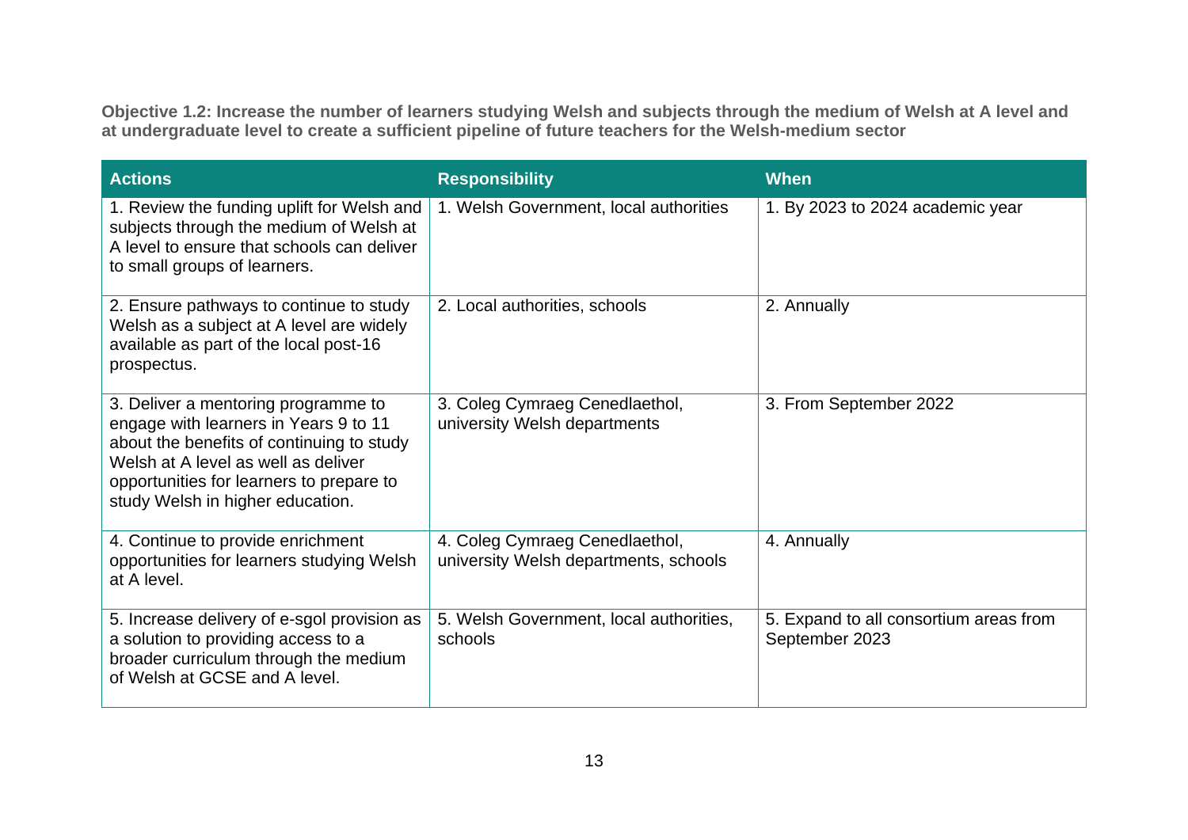**Objective 1.2: Increase the number of learners studying Welsh and subjects through the medium of Welsh at A level and at undergraduate level to create a sufficient pipeline of future teachers for the Welsh-medium sector**

| Actions | Responsibility | When |
|---|---|---|
| 1. Review the funding uplift for Welsh and subjects through the medium of Welsh at A level to ensure that schools can deliver to small groups of learners. | 1. Welsh Government, local authorities | 1. By 2023 to 2024 academic year |
| 2. Ensure pathways to continue to study Welsh as a subject at A level are widely available as part of the local post-16 prospectus. | 2. Local authorities, schools | 2. Annually |
| 3. Deliver a mentoring programme to engage with learners in Years 9 to 11 about the benefits of continuing to study Welsh at A level as well as deliver opportunities for learners to prepare to study Welsh in higher education. | 3. Coleg Cymraeg Cenedlaethol, university Welsh departments | 3. From September 2022 |
| 4. Continue to provide enrichment opportunities for learners studying Welsh at A level. | 4. Coleg Cymraeg Cenedlaethol, university Welsh departments, schools | 4. Annually |
| 5. Increase delivery of e-sgol provision as a solution to providing access to a broader curriculum through the medium of Welsh at GCSE and A level. | 5. Welsh Government, local authorities, schools | 5. Expand to all consortium areas from September 2023 |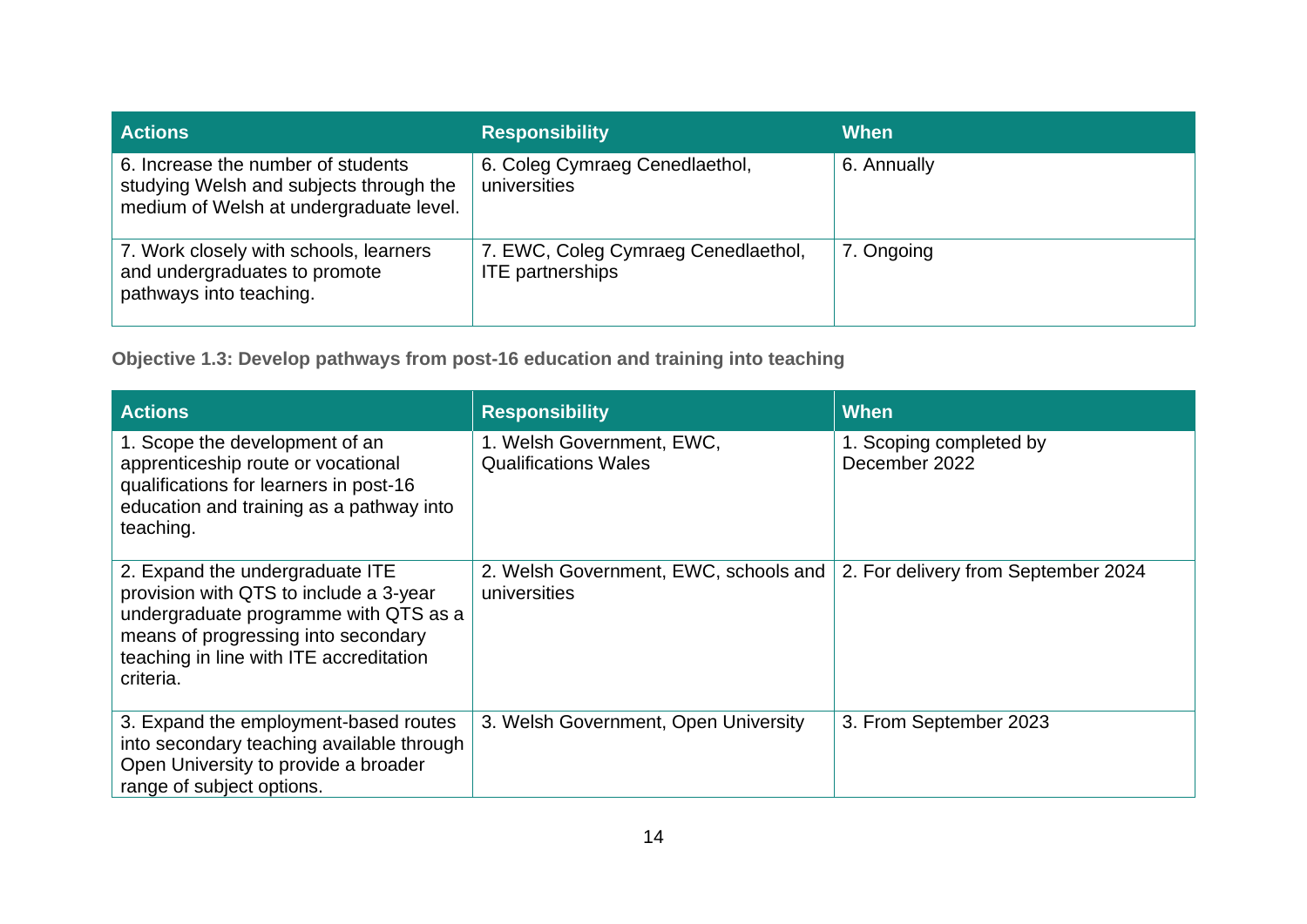| Actions | Responsibility | When |
|---|---|---|
| 6. Increase the number of students studying Welsh and subjects through the medium of Welsh at undergraduate level. | 6. Coleg Cymraeg Cenedlaethol, universities | 6. Annually |
| 7. Work closely with schools, learners and undergraduates to promote pathways into teaching. | 7. EWC, Coleg Cymraeg Cenedlaethol, ITE partnerships | 7. Ongoing |

**Objective 1.3: Develop pathways from post-16 education and training into teaching**

| Actions | Responsibility | When |
|---|---|---|
| 1. Scope the development of an apprenticeship route or vocational qualifications for learners in post-16 education and training as a pathway into teaching. | 1. Welsh Government, EWC, Qualifications Wales | 1. Scoping completed by December 2022 |
| 2. Expand the undergraduate ITE provision with QTS to include a 3-year undergraduate programme with QTS as a means of progressing into secondary teaching in line with ITE accreditation criteria. | 2. Welsh Government, EWC, schools and universities | 2. For delivery from September 2024 |
| 3. Expand the employment-based routes into secondary teaching available through Open University to provide a broader range of subject options. | 3. Welsh Government, Open University | 3. From September 2023 |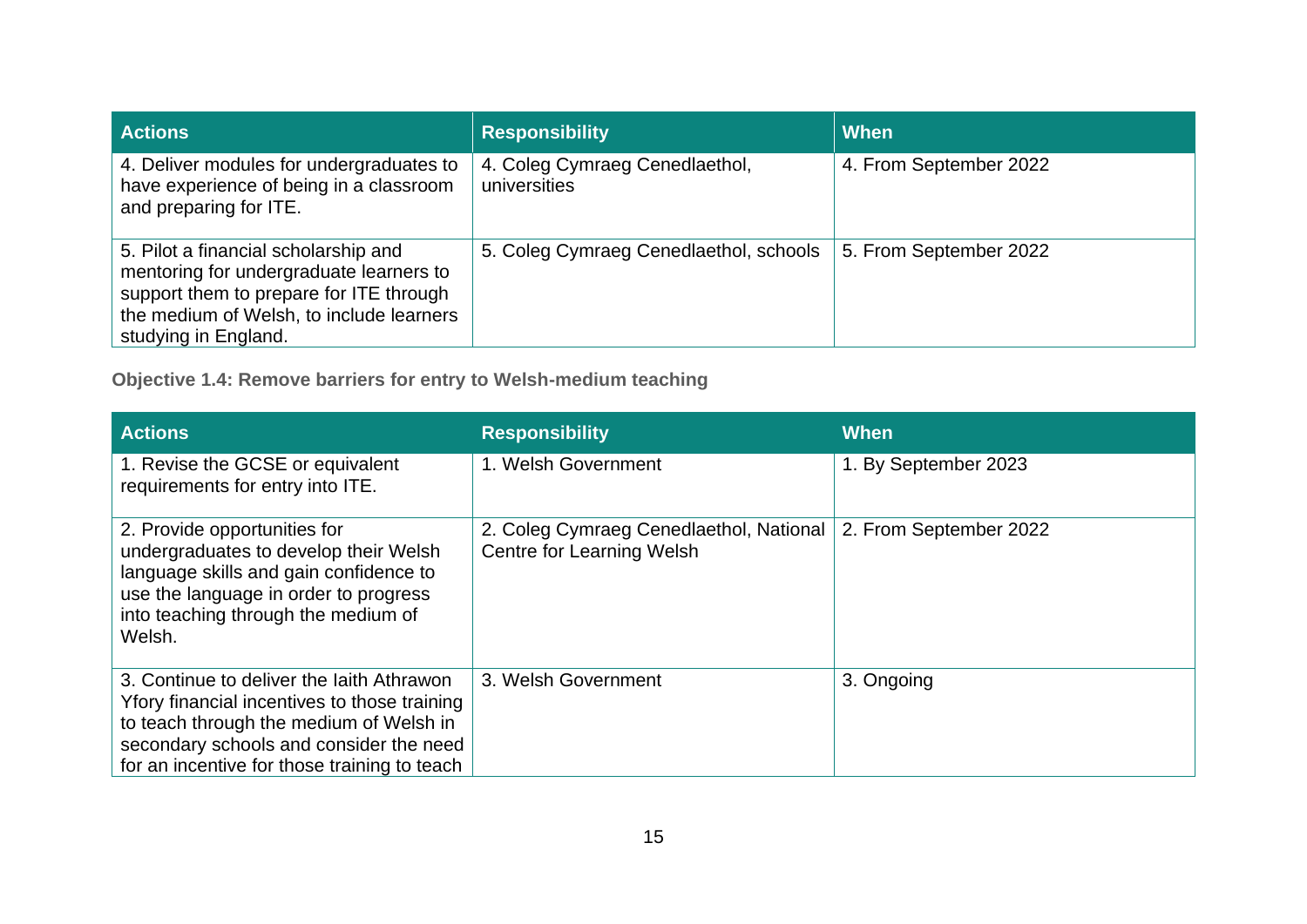| Actions | Responsibility | When |
|---|---|---|
| 4. Deliver modules for undergraduates to have experience of being in a classroom and preparing for ITE. | 4. Coleg Cymraeg Cenedlaethol, universities | 4. From September 2022 |
| 5. Pilot a financial scholarship and mentoring for undergraduate learners to support them to prepare for ITE through the medium of Welsh, to include learners studying in England. | 5. Coleg Cymraeg Cenedlaethol, schools | 5. From September 2022 |

**Objective 1.4: Remove barriers for entry to Welsh-medium teaching**

| Actions | Responsibility | When |
|---|---|---|
| 1. Revise the GCSE or equivalent requirements for entry into ITE. | 1. Welsh Government | 1. By September 2023 |
| 2. Provide opportunities for undergraduates to develop their Welsh language skills and gain confidence to use the language in order to progress into teaching through the medium of Welsh. | 2. Coleg Cymraeg Cenedlaethol, National Centre for Learning Welsh | 2. From September 2022 |
| 3. Continue to deliver the Iaith Athrawon Yfory financial incentives to those training to teach through the medium of Welsh in secondary schools and consider the need for an incentive for those training to teach | 3. Welsh Government | 3. Ongoing |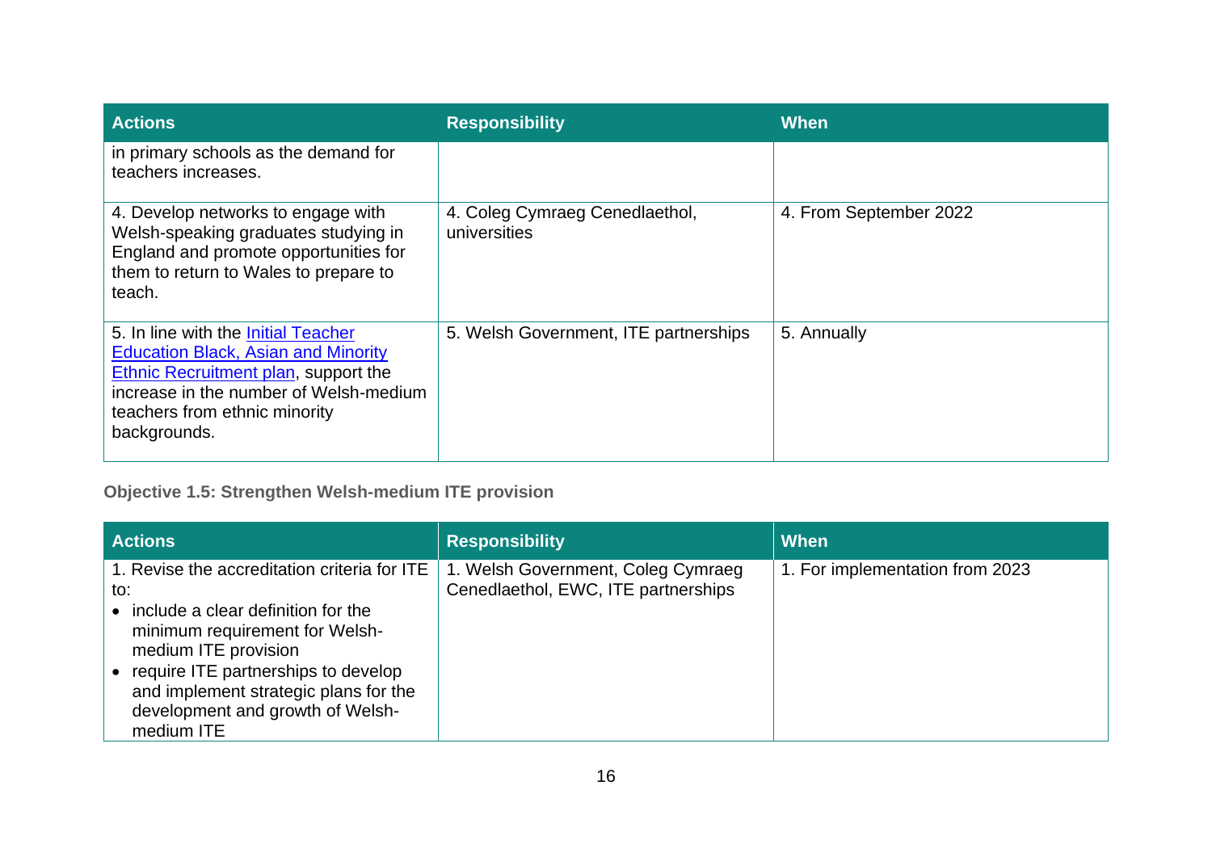| Actions | Responsibility | When |
|---|---|---|
| in primary schools as the demand for teachers increases. | | |
| 4. Develop networks to engage with Welsh-speaking graduates studying in England and promote opportunities for them to return to Wales to prepare to teach. | 4. Coleg Cymraeg Cenedlaethol, universities | 4. From September 2022 |
| 5. In line with the Initial Teacher Education Black, Asian and Minority Ethnic Recruitment plan, support the increase in the number of Welsh-medium teachers from ethnic minority backgrounds. | 5. Welsh Government, ITE partnerships | 5. Annually |

**Objective 1.5: Strengthen Welsh-medium ITE provision**

| Actions | Responsibility | When |
|---|---|---|
| 1. Revise the accreditation criteria for ITE to:<br>• include a clear definition for the minimum requirement for Welsh-medium ITE provision<br>• require ITE partnerships to develop and implement strategic plans for the development and growth of Welsh-medium ITE | 1. Welsh Government, Coleg Cymraeg Cenedlaethol, EWC, ITE partnerships | 1. For implementation from 2023 |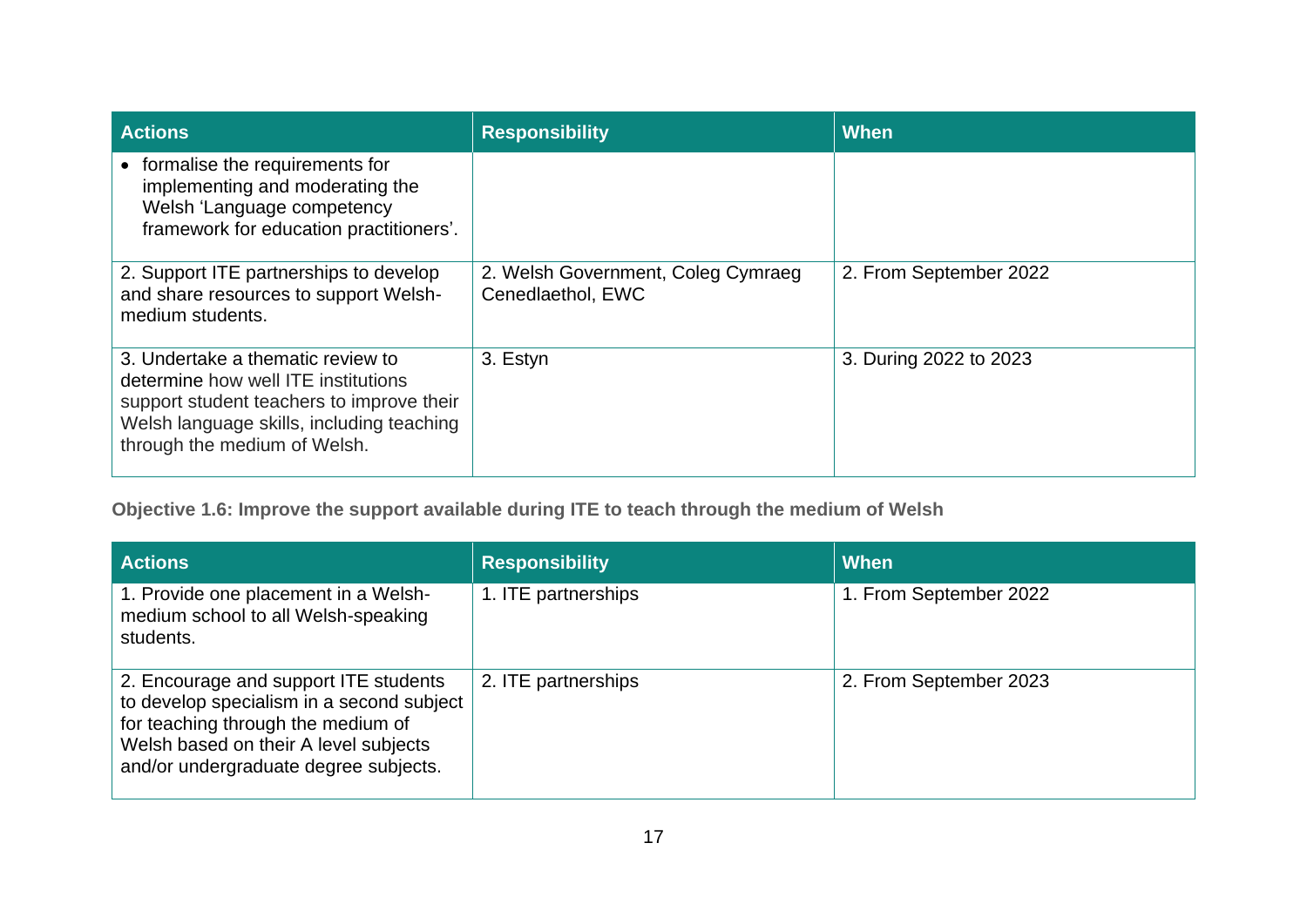| Actions | Responsibility | When |
| --- | --- | --- |
| • formalise the requirements for implementing and moderating the Welsh 'Language competency framework for education practitioners'. | | |
| 2. Support ITE partnerships to develop and share resources to support Welsh-medium students. | 2. Welsh Government, Coleg Cymraeg Cenedlaethol, EWC | 2. From September 2022 |
| 3. Undertake a thematic review to determine how well ITE institutions support student teachers to improve their Welsh language skills, including teaching through the medium of Welsh. | 3. Estyn | 3. During 2022 to 2023 |

**Objective 1.6: Improve the support available during ITE to teach through the medium of Welsh**

| Actions | Responsibility | When |
| --- | --- | --- |
| 1. Provide one placement in a Welsh-medium school to all Welsh-speaking students. | 1. ITE partnerships | 1. From September 2022 |
| 2. Encourage and support ITE students to develop specialism in a second subject for teaching through the medium of Welsh based on their A level subjects and/or undergraduate degree subjects. | 2. ITE partnerships | 2. From September 2023 |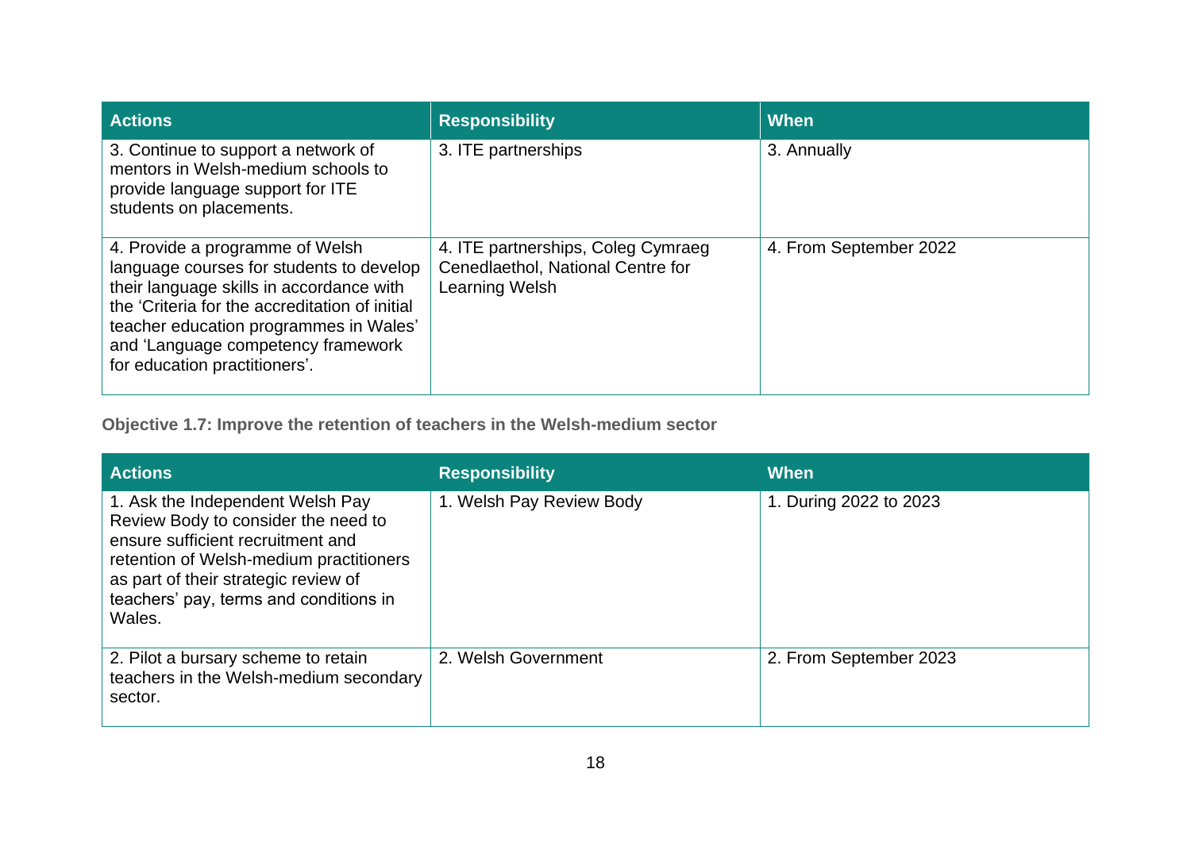| Actions | Responsibility | When |
|---|---|---|
| 3. Continue to support a network of mentors in Welsh-medium schools to provide language support for ITE students on placements. | 3. ITE partnerships | 3. Annually |
| 4. Provide a programme of Welsh language courses for students to develop their language skills in accordance with the 'Criteria for the accreditation of initial teacher education programmes in Wales' and 'Language competency framework for education practitioners'. | 4. ITE partnerships, Coleg Cymraeg Cenedlaethol, National Centre for Learning Welsh | 4. From September 2022 |

**Objective 1.7: Improve the retention of teachers in the Welsh-medium sector**

| Actions | Responsibility | When |
|---|---|---|
| 1. Ask the Independent Welsh Pay Review Body to consider the need to ensure sufficient recruitment and retention of Welsh-medium practitioners as part of their strategic review of teachers' pay, terms and conditions in Wales. | 1. Welsh Pay Review Body | 1. During 2022 to 2023 |
| 2. Pilot a bursary scheme to retain teachers in the Welsh-medium secondary sector. | 2. Welsh Government | 2. From September 2023 |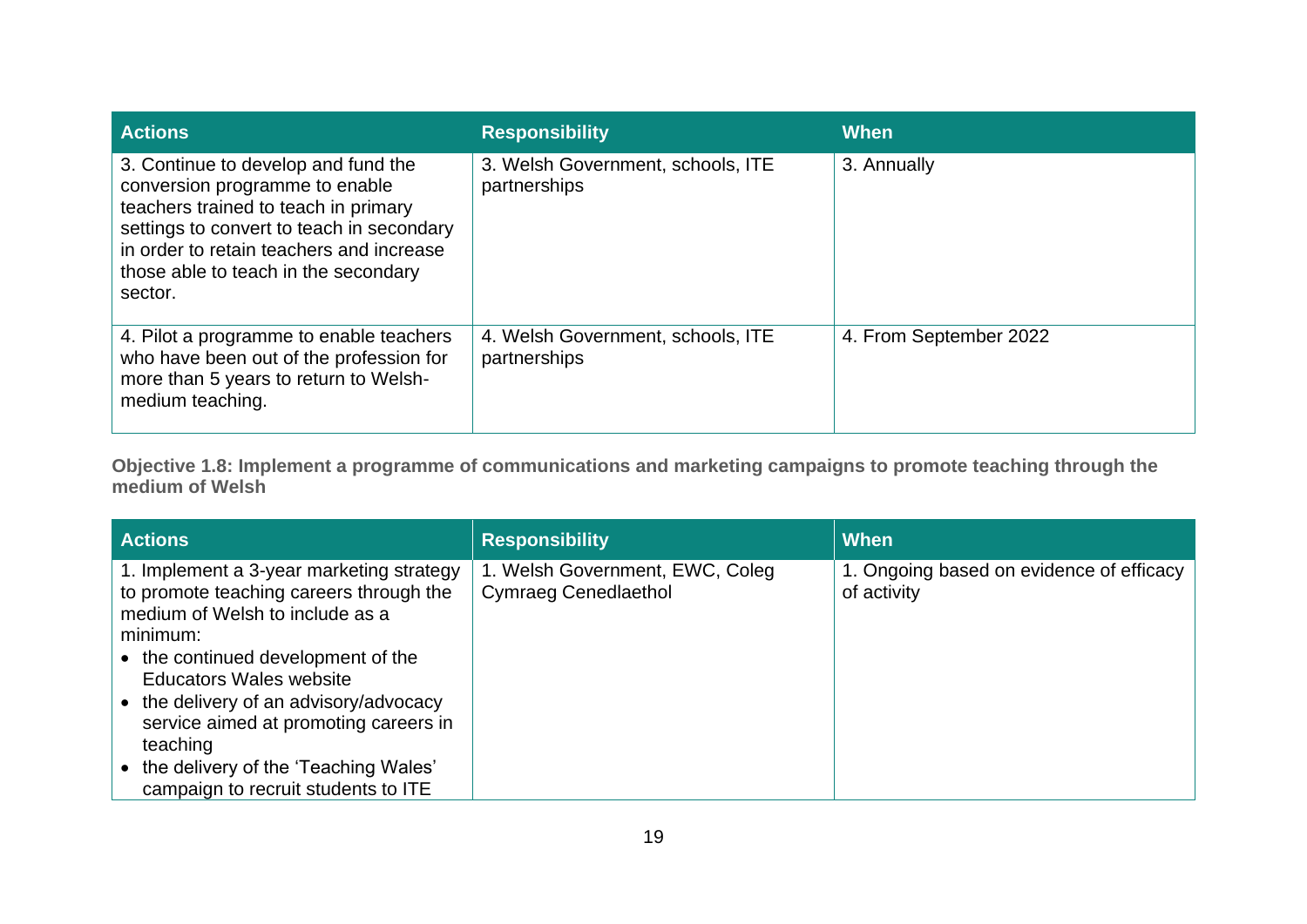| Actions | Responsibility | When |
|---|---|---|
| 3. Continue to develop and fund the conversion programme to enable teachers trained to teach in primary settings to convert to teach in secondary in order to retain teachers and increase those able to teach in the secondary sector. | 3. Welsh Government, schools, ITE partnerships | 3. Annually |
| 4. Pilot a programme to enable teachers who have been out of the profession for more than 5 years to return to Welsh-medium teaching. | 4. Welsh Government, schools, ITE partnerships | 4. From September 2022 |

**Objective 1.8: Implement a programme of communications and marketing campaigns to promote teaching through the medium of Welsh**

| Actions | Responsibility | When |
|---|---|---|
| 1. Implement a 3-year marketing strategy to promote teaching careers through the medium of Welsh to include as a minimum:<br>• the continued development of the Educators Wales website<br>• the delivery of an advisory/advocacy service aimed at promoting careers in teaching<br>• the delivery of the 'Teaching Wales' campaign to recruit students to ITE | 1. Welsh Government, EWC, Coleg Cymraeg Cenedlaethol | 1. Ongoing based on evidence of efficacy of activity |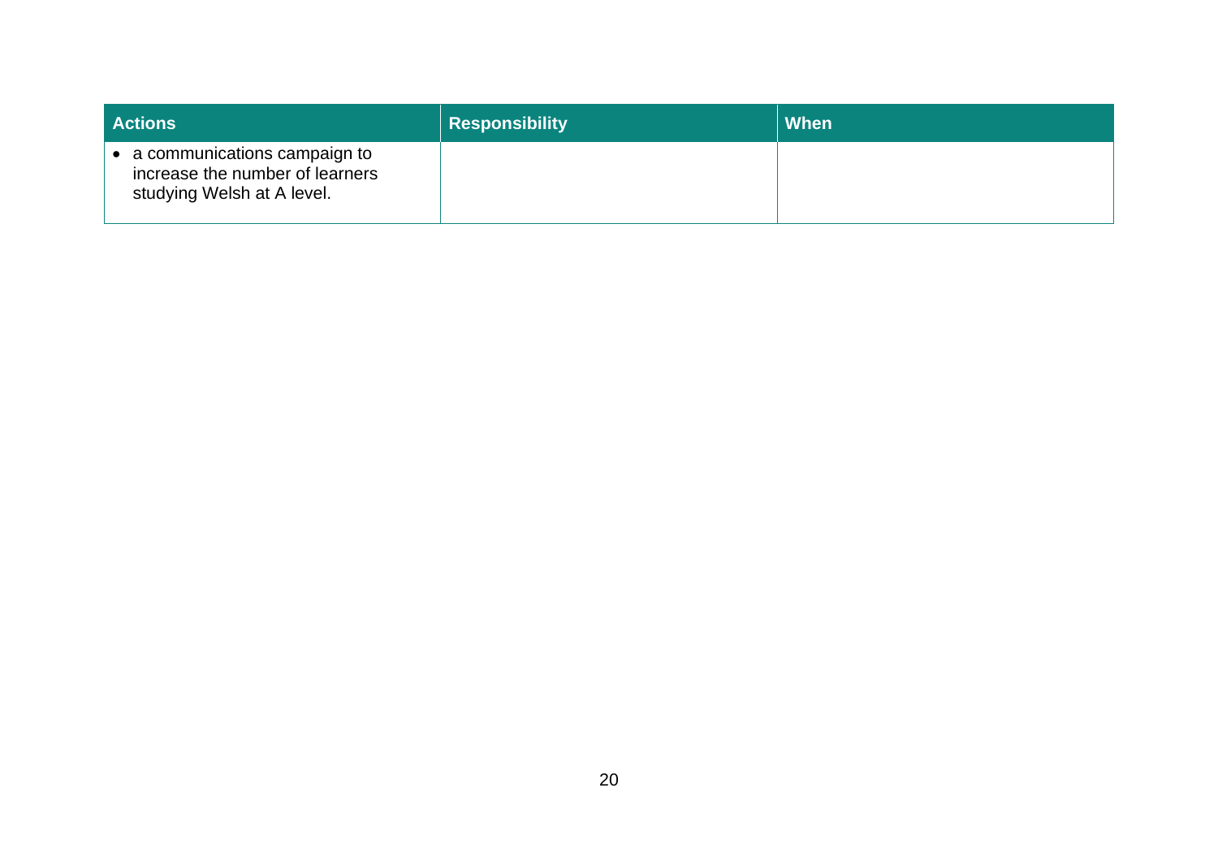| Actions | Responsibility | When |
| --- | --- | --- |
| • a communications campaign to increase the number of learners studying Welsh at A level. | | |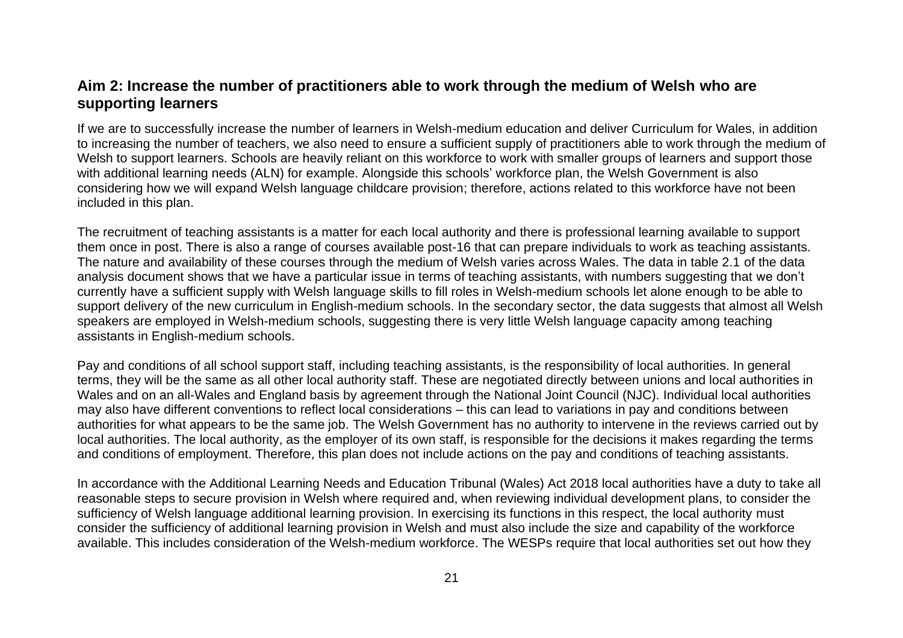## Aim 2: Increase the number of practitioners able to work through the medium of Welsh who are supporting learners

If we are to successfully increase the number of learners in Welsh-medium education and deliver Curriculum for Wales, in addition to increasing the number of teachers, we also need to ensure a sufficient supply of practitioners able to work through the medium of Welsh to support learners. Schools are heavily reliant on this workforce to work with smaller groups of learners and support those with additional learning needs (ALN) for example. Alongside this schools' workforce plan, the Welsh Government is also considering how we will expand Welsh language childcare provision; therefore, actions related to this workforce have not been included in this plan.

The recruitment of teaching assistants is a matter for each local authority and there is professional learning available to support them once in post. There is also a range of courses available post-16 that can prepare individuals to work as teaching assistants. The nature and availability of these courses through the medium of Welsh varies across Wales. The data in table 2.1 of the data analysis document shows that we have a particular issue in terms of teaching assistants, with numbers suggesting that we don't currently have a sufficient supply with Welsh language skills to fill roles in Welsh-medium schools let alone enough to be able to support delivery of the new curriculum in English-medium schools. In the secondary sector, the data suggests that almost all Welsh speakers are employed in Welsh-medium schools, suggesting there is very little Welsh language capacity among teaching assistants in English-medium schools.

Pay and conditions of all school support staff, including teaching assistants, is the responsibility of local authorities. In general terms, they will be the same as all other local authority staff. These are negotiated directly between unions and local authorities in Wales and on an all-Wales and England basis by agreement through the National Joint Council (NJC). Individual local authorities may also have different conventions to reflect local considerations – this can lead to variations in pay and conditions between authorities for what appears to be the same job. The Welsh Government has no authority to intervene in the reviews carried out by local authorities. The local authority, as the employer of its own staff, is responsible for the decisions it makes regarding the terms and conditions of employment. Therefore, this plan does not include actions on the pay and conditions of teaching assistants.

In accordance with the Additional Learning Needs and Education Tribunal (Wales) Act 2018 local authorities have a duty to take all reasonable steps to secure provision in Welsh where required and, when reviewing individual development plans, to consider the sufficiency of Welsh language additional learning provision. In exercising its functions in this respect, the local authority must consider the sufficiency of additional learning provision in Welsh and must also include the size and capability of the workforce available. This includes consideration of the Welsh-medium workforce. The WESPs require that local authorities set out how they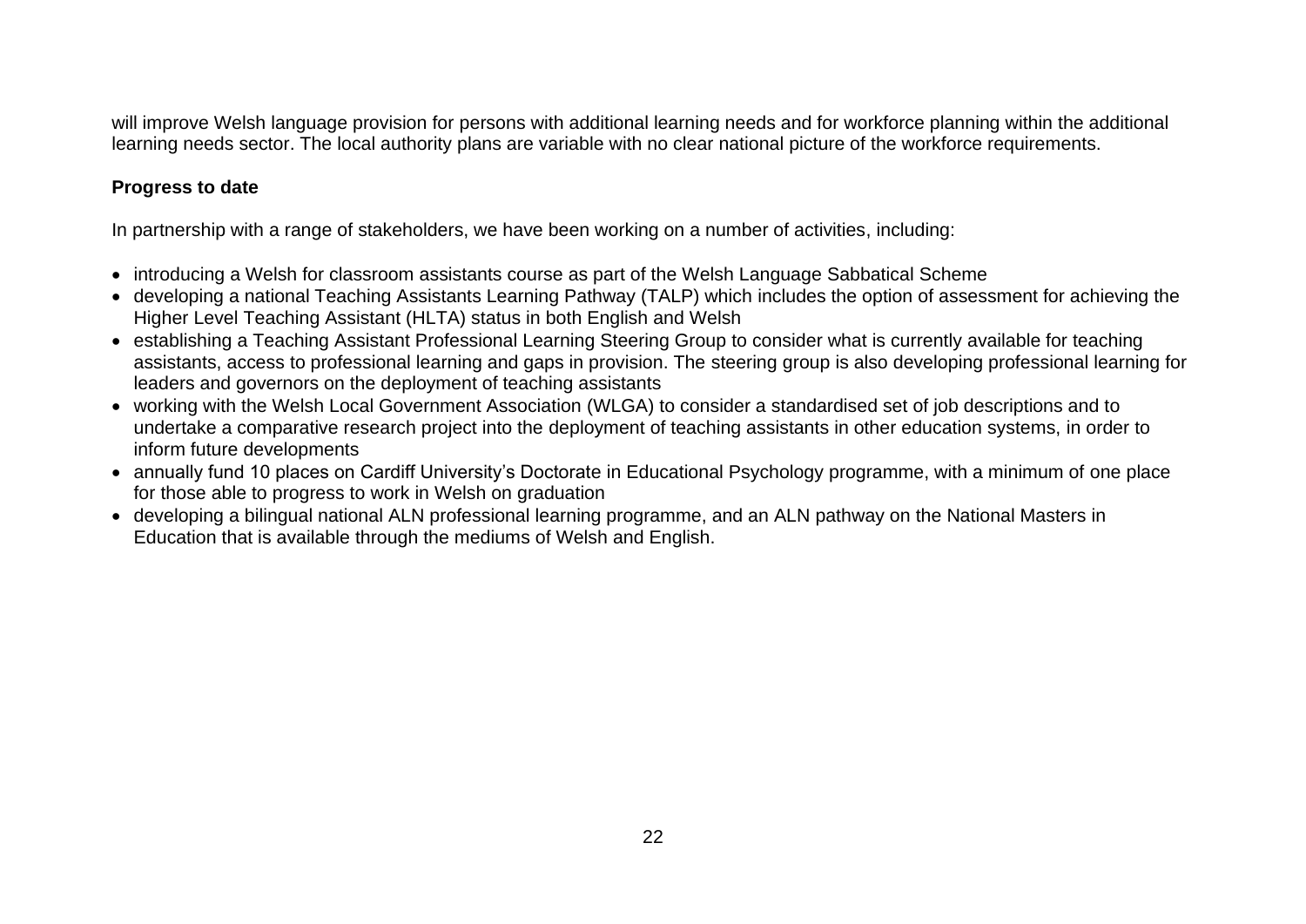will improve Welsh language provision for persons with additional learning needs and for workforce planning within the additional learning needs sector. The local authority plans are variable with no clear national picture of the workforce requirements.

**Progress to date**

In partnership with a range of stakeholders, we have been working on a number of activities, including:

- introducing a Welsh for classroom assistants course as part of the Welsh Language Sabbatical Scheme
- developing a national Teaching Assistants Learning Pathway (TALP) which includes the option of assessment for achieving the Higher Level Teaching Assistant (HLTA) status in both English and Welsh
- establishing a Teaching Assistant Professional Learning Steering Group to consider what is currently available for teaching assistants, access to professional learning and gaps in provision. The steering group is also developing professional learning for leaders and governors on the deployment of teaching assistants
- working with the Welsh Local Government Association (WLGA) to consider a standardised set of job descriptions and to undertake a comparative research project into the deployment of teaching assistants in other education systems, in order to inform future developments
- annually fund 10 places on Cardiff University's Doctorate in Educational Psychology programme, with a minimum of one place for those able to progress to work in Welsh on graduation
- developing a bilingual national ALN professional learning programme, and an ALN pathway on the National Masters in Education that is available through the mediums of Welsh and English.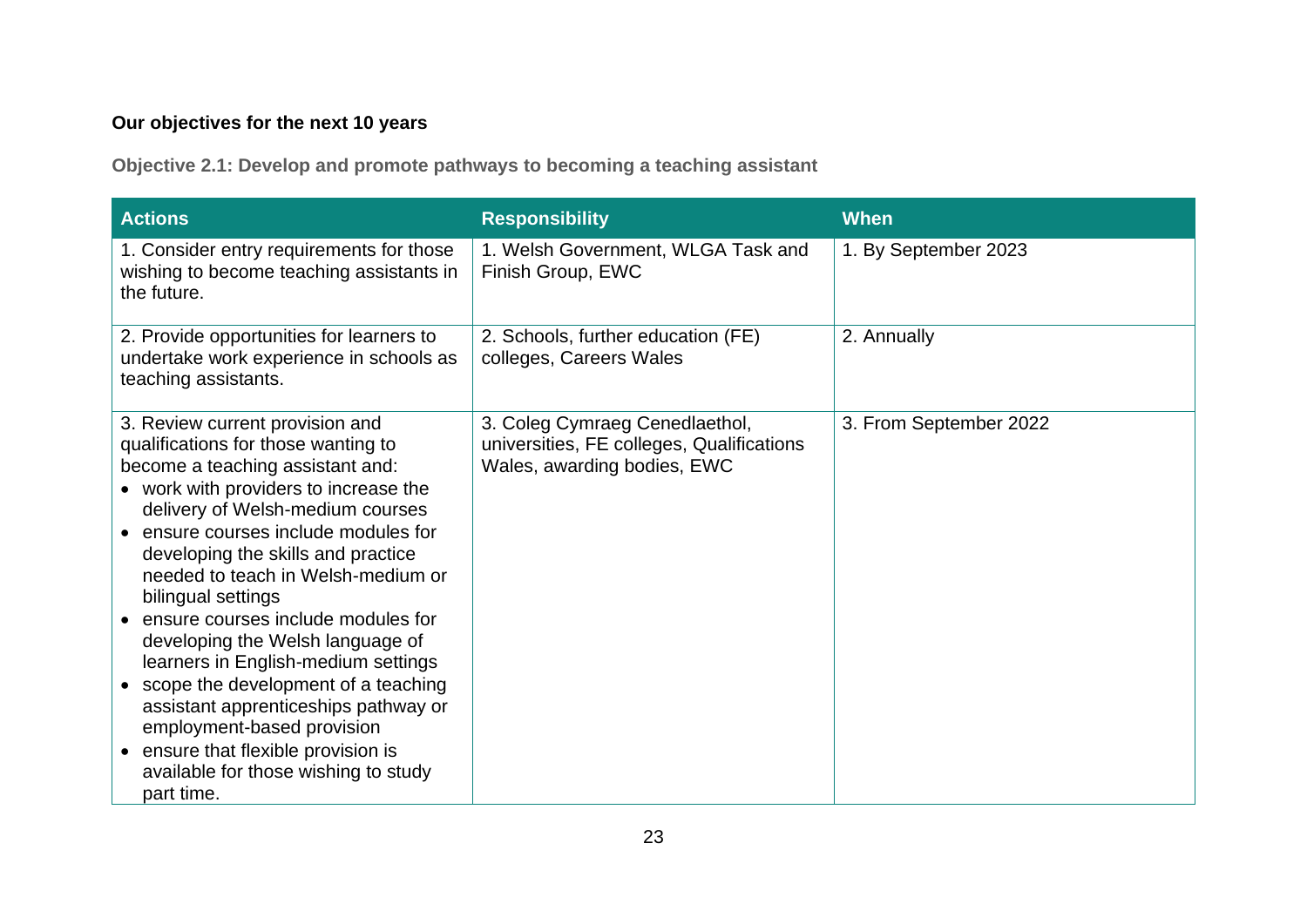### Our objectives for the next 10 years

#### Objective 2.1: Develop and promote pathways to becoming a teaching assistant

| Actions | Responsibility | When |
| --- | --- | --- |
| 1. Consider entry requirements for those wishing to become teaching assistants in the future. | 1. Welsh Government, WLGA Task and Finish Group, EWC | 1. By September 2023 |
| 2. Provide opportunities for learners to undertake work experience in schools as teaching assistants. | 2. Schools, further education (FE) colleges, Careers Wales | 2. Annually |
| 3. Review current provision and qualifications for those wanting to become a teaching assistant and:<br>• work with providers to increase the delivery of Welsh-medium courses<br>• ensure courses include modules for developing the skills and practice needed to teach in Welsh-medium or bilingual settings<br>• ensure courses include modules for developing the Welsh language of learners in English-medium settings<br>• scope the development of a teaching assistant apprenticeships pathway or employment-based provision<br>• ensure that flexible provision is available for those wishing to study part time. | 3. Coleg Cymraeg Cenedlaethol, universities, FE colleges, Qualifications Wales, awarding bodies, EWC | 3. From September 2022 |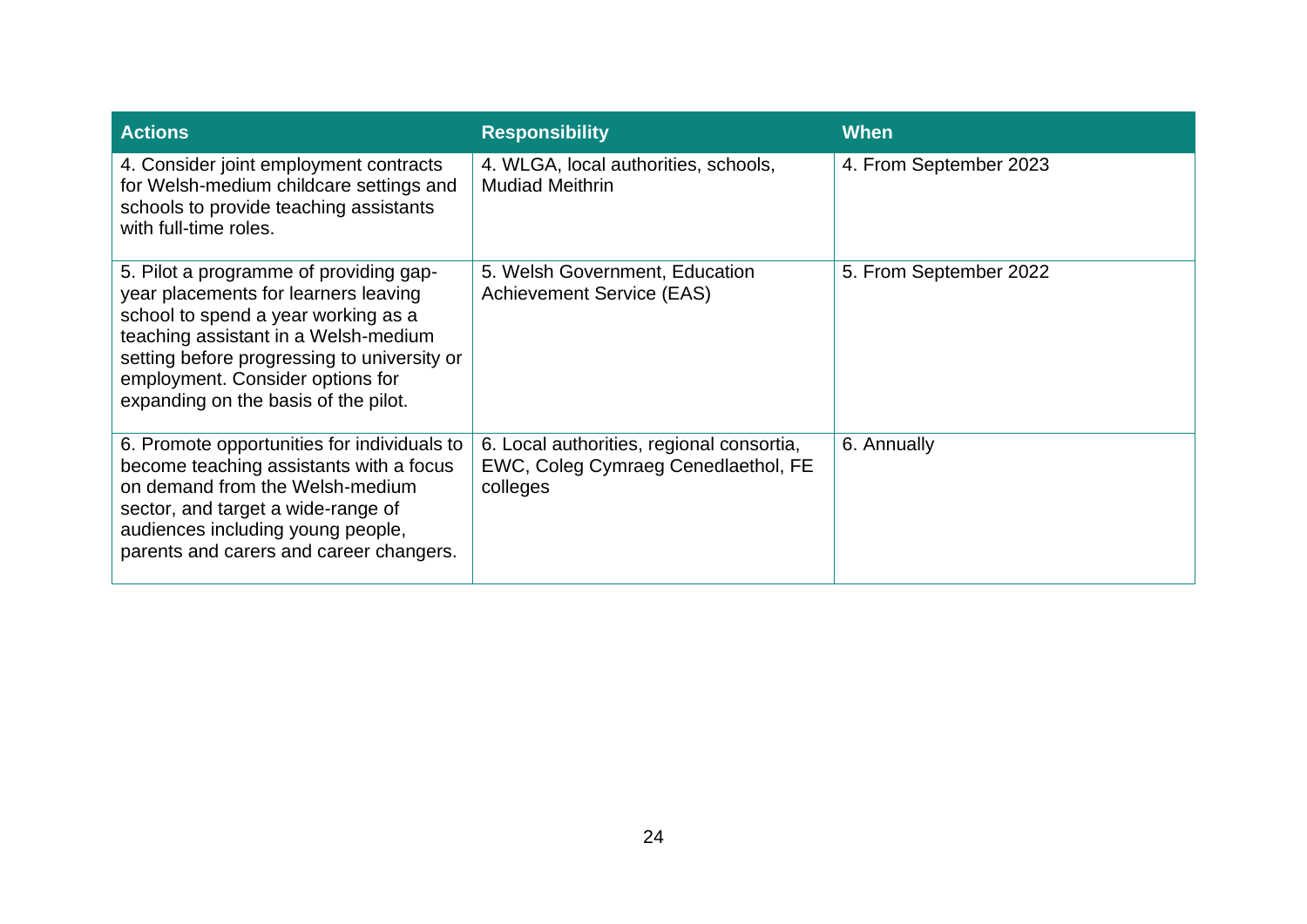| Actions | Responsibility | When |
|---|---|---|
| 4. Consider joint employment contracts for Welsh-medium childcare settings and schools to provide teaching assistants with full-time roles. | 4. WLGA, local authorities, schools, Mudiad Meithrin | 4. From September 2023 |
| 5. Pilot a programme of providing gap-year placements for learners leaving school to spend a year working as a teaching assistant in a Welsh-medium setting before progressing to university or employment. Consider options for expanding on the basis of the pilot. | 5. Welsh Government, Education Achievement Service (EAS) | 5. From September 2022 |
| 6. Promote opportunities for individuals to become teaching assistants with a focus on demand from the Welsh-medium sector, and target a wide-range of audiences including young people, parents and carers and career changers. | 6. Local authorities, regional consortia, EWC, Coleg Cymraeg Cenedlaethol, FE colleges | 6. Annually |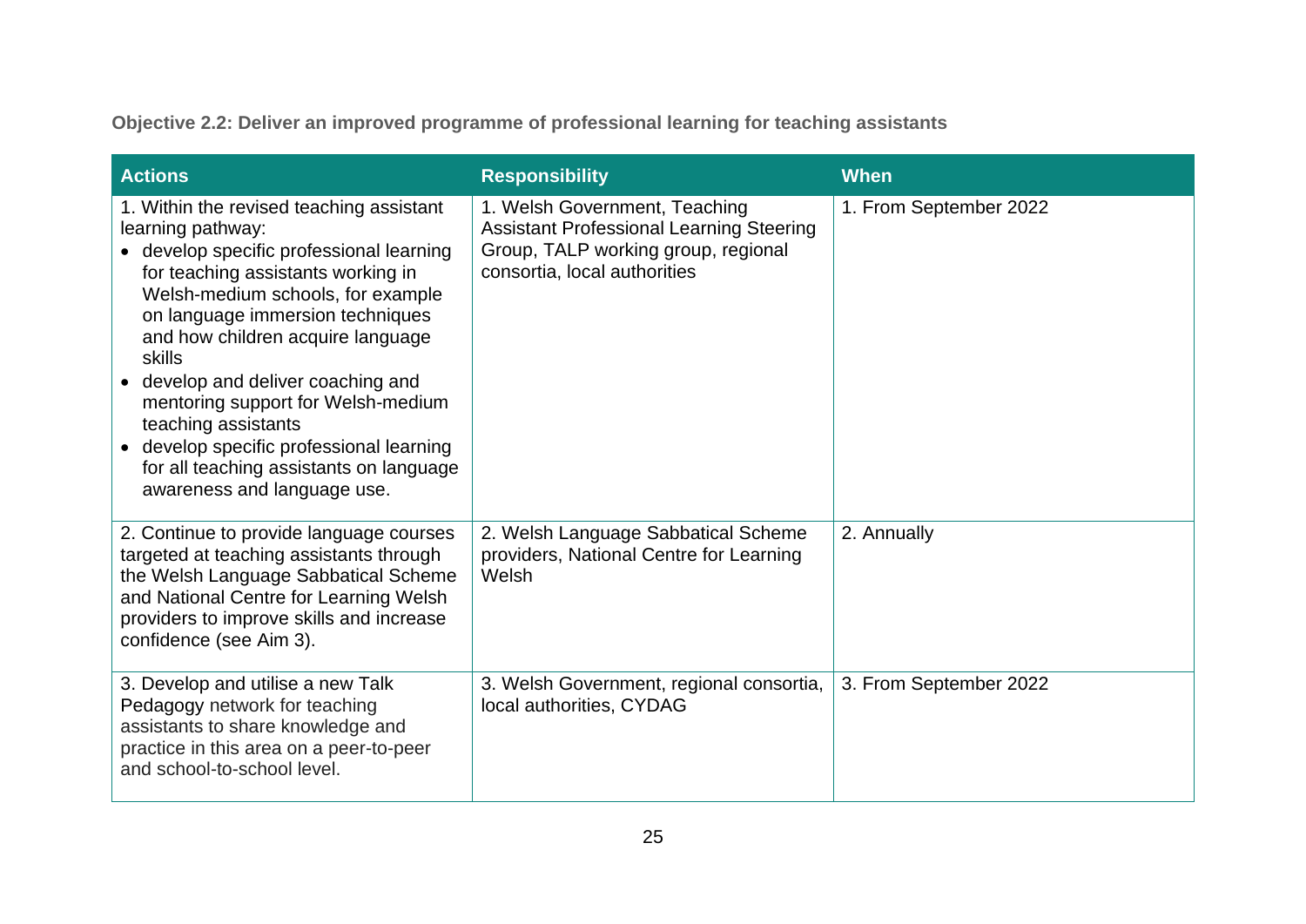**Objective 2.2: Deliver an improved programme of professional learning for teaching assistants**

| Actions | Responsibility | When |
|---|---|---|
| 1. Within the revised teaching assistant learning pathway:<br>• develop specific professional learning for teaching assistants working in Welsh-medium schools, for example on language immersion techniques and how children acquire language skills<br>• develop and deliver coaching and mentoring support for Welsh-medium teaching assistants<br>• develop specific professional learning for all teaching assistants on language awareness and language use. | 1. Welsh Government, Teaching Assistant Professional Learning Steering Group, TALP working group, regional consortia, local authorities | 1. From September 2022 |
| 2. Continue to provide language courses targeted at teaching assistants through the Welsh Language Sabbatical Scheme and National Centre for Learning Welsh providers to improve skills and increase confidence (see Aim 3). | 2. Welsh Language Sabbatical Scheme providers, National Centre for Learning Welsh | 2. Annually |
| 3. Develop and utilise a new Talk Pedagogy network for teaching assistants to share knowledge and practice in this area on a peer-to-peer and school-to-school level. | 3. Welsh Government, regional consortia, local authorities, CYDAG | 3. From September 2022 |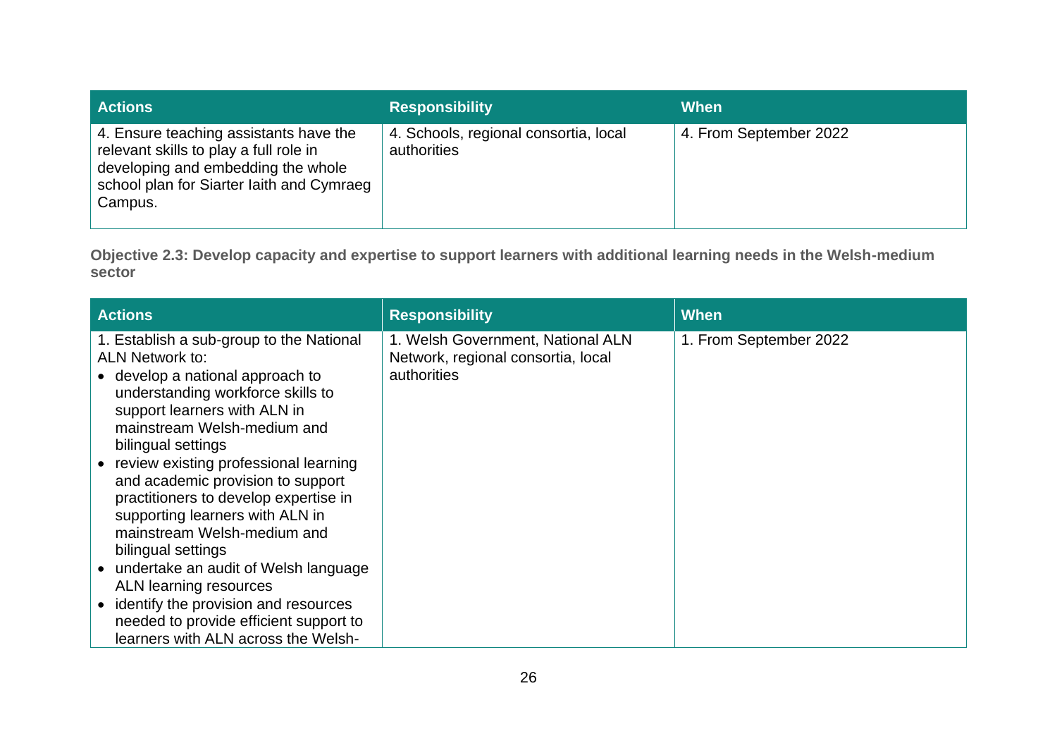| Actions | Responsibility | When |
|---|---|---|
| 4. Ensure teaching assistants have the relevant skills to play a full role in developing and embedding the whole school plan for Siarter Iaith and Cymraeg Campus. | 4. Schools, regional consortia, local authorities | 4. From September 2022 |

**Objective 2.3: Develop capacity and expertise to support learners with additional learning needs in the Welsh-medium sector**

| Actions | Responsibility | When |
|---|---|---|
| 1. Establish a sub-group to the National ALN Network to:<br>• develop a national approach to understanding workforce skills to support learners with ALN in mainstream Welsh-medium and bilingual settings<br>• review existing professional learning and academic provision to support practitioners to develop expertise in supporting learners with ALN in mainstream Welsh-medium and bilingual settings<br>• undertake an audit of Welsh language ALN learning resources<br>• identify the provision and resources needed to provide efficient support to learners with ALN across the Welsh- | 1. Welsh Government, National ALN Network, regional consortia, local authorities | 1. From September 2022 |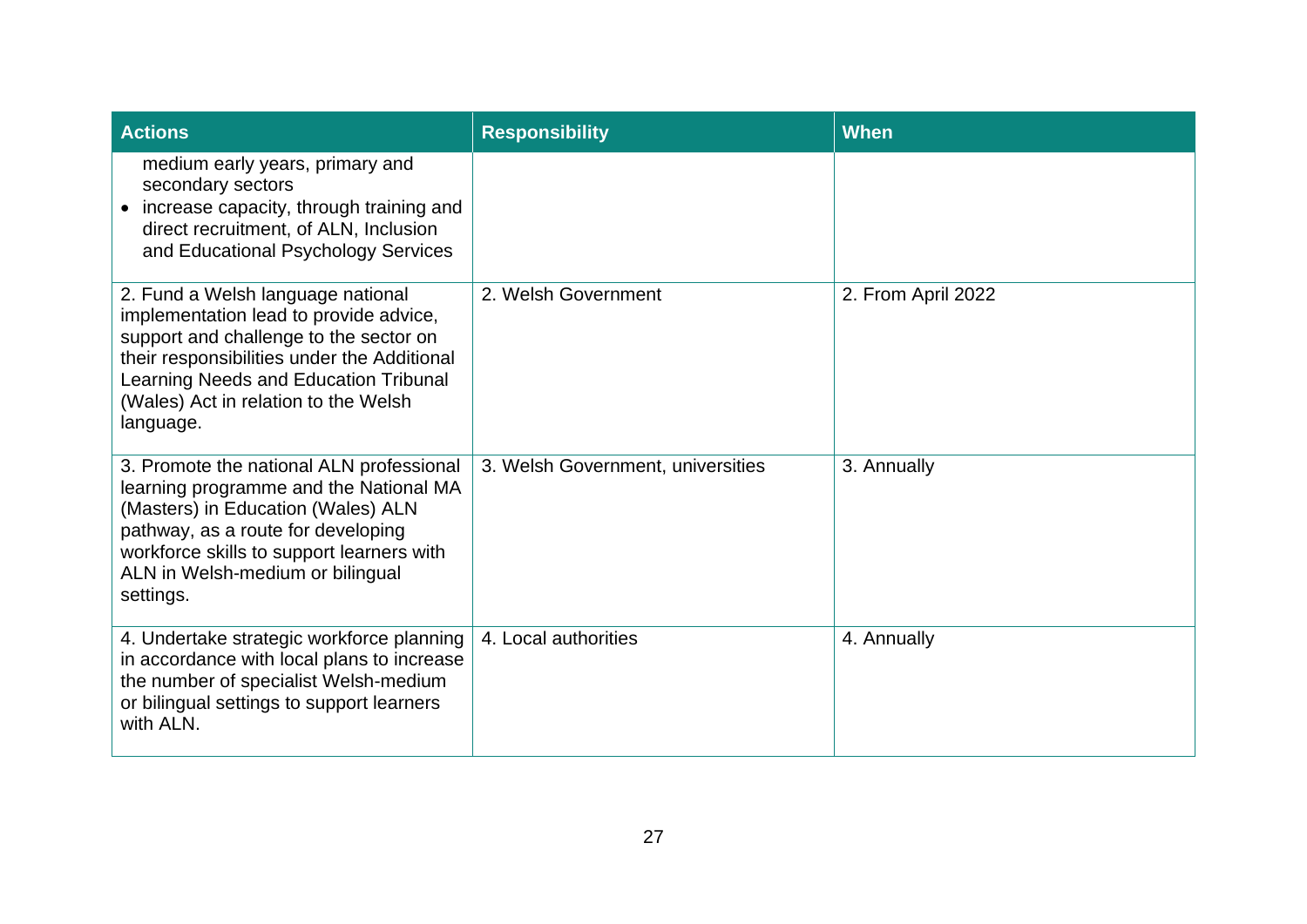| Actions | Responsibility | When |
| --- | --- | --- |
| medium early years, primary and secondary sectors<br>• increase capacity, through training and direct recruitment, of ALN, Inclusion and Educational Psychology Services | | |
| 2. Fund a Welsh language national implementation lead to provide advice, support and challenge to the sector on their responsibilities under the Additional Learning Needs and Education Tribunal (Wales) Act in relation to the Welsh language. | 2. Welsh Government | 2. From April 2022 |
| 3. Promote the national ALN professional learning programme and the National MA (Masters) in Education (Wales) ALN pathway, as a route for developing workforce skills to support learners with ALN in Welsh-medium or bilingual settings. | 3. Welsh Government, universities | 3. Annually |
| 4. Undertake strategic workforce planning in accordance with local plans to increase the number of specialist Welsh-medium or bilingual settings to support learners with ALN. | 4. Local authorities | 4. Annually |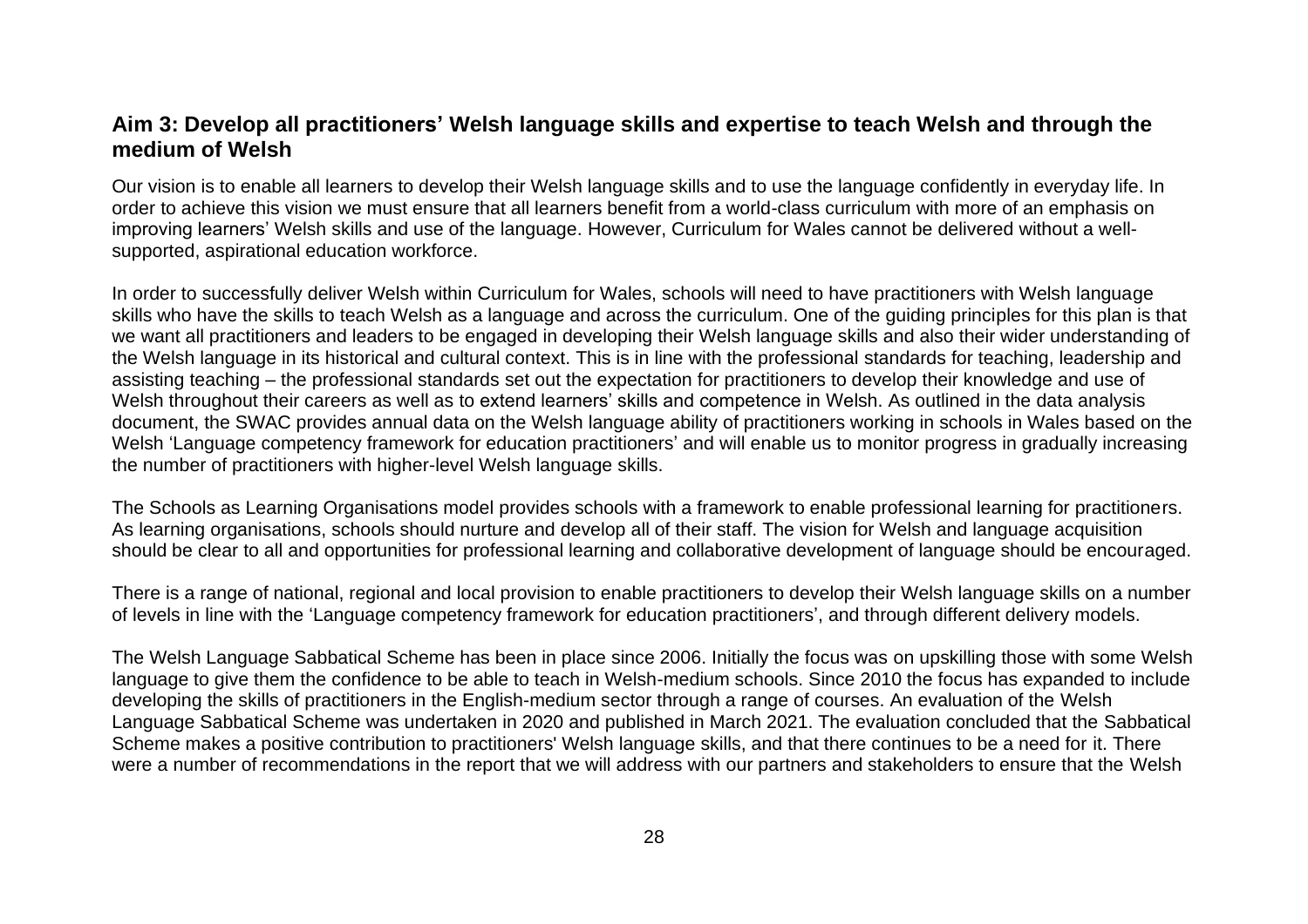## Aim 3: Develop all practitioners' Welsh language skills and expertise to teach Welsh and through the medium of Welsh

Our vision is to enable all learners to develop their Welsh language skills and to use the language confidently in everyday life. In order to achieve this vision we must ensure that all learners benefit from a world-class curriculum with more of an emphasis on improving learners' Welsh skills and use of the language. However, Curriculum for Wales cannot be delivered without a well-supported, aspirational education workforce.

In order to successfully deliver Welsh within Curriculum for Wales, schools will need to have practitioners with Welsh language skills who have the skills to teach Welsh as a language and across the curriculum. One of the guiding principles for this plan is that we want all practitioners and leaders to be engaged in developing their Welsh language skills and also their wider understanding of the Welsh language in its historical and cultural context. This is in line with the professional standards for teaching, leadership and assisting teaching – the professional standards set out the expectation for practitioners to develop their knowledge and use of Welsh throughout their careers as well as to extend learners' skills and competence in Welsh. As outlined in the data analysis document, the SWAC provides annual data on the Welsh language ability of practitioners working in schools in Wales based on the Welsh 'Language competency framework for education practitioners' and will enable us to monitor progress in gradually increasing the number of practitioners with higher-level Welsh language skills.

The Schools as Learning Organisations model provides schools with a framework to enable professional learning for practitioners. As learning organisations, schools should nurture and develop all of their staff. The vision for Welsh and language acquisition should be clear to all and opportunities for professional learning and collaborative development of language should be encouraged.

There is a range of national, regional and local provision to enable practitioners to develop their Welsh language skills on a number of levels in line with the 'Language competency framework for education practitioners', and through different delivery models.

The Welsh Language Sabbatical Scheme has been in place since 2006. Initially the focus was on upskilling those with some Welsh language to give them the confidence to be able to teach in Welsh-medium schools. Since 2010 the focus has expanded to include developing the skills of practitioners in the English-medium sector through a range of courses. An evaluation of the Welsh Language Sabbatical Scheme was undertaken in 2020 and published in March 2021. The evaluation concluded that the Sabbatical Scheme makes a positive contribution to practitioners' Welsh language skills, and that there continues to be a need for it. There were a number of recommendations in the report that we will address with our partners and stakeholders to ensure that the Welsh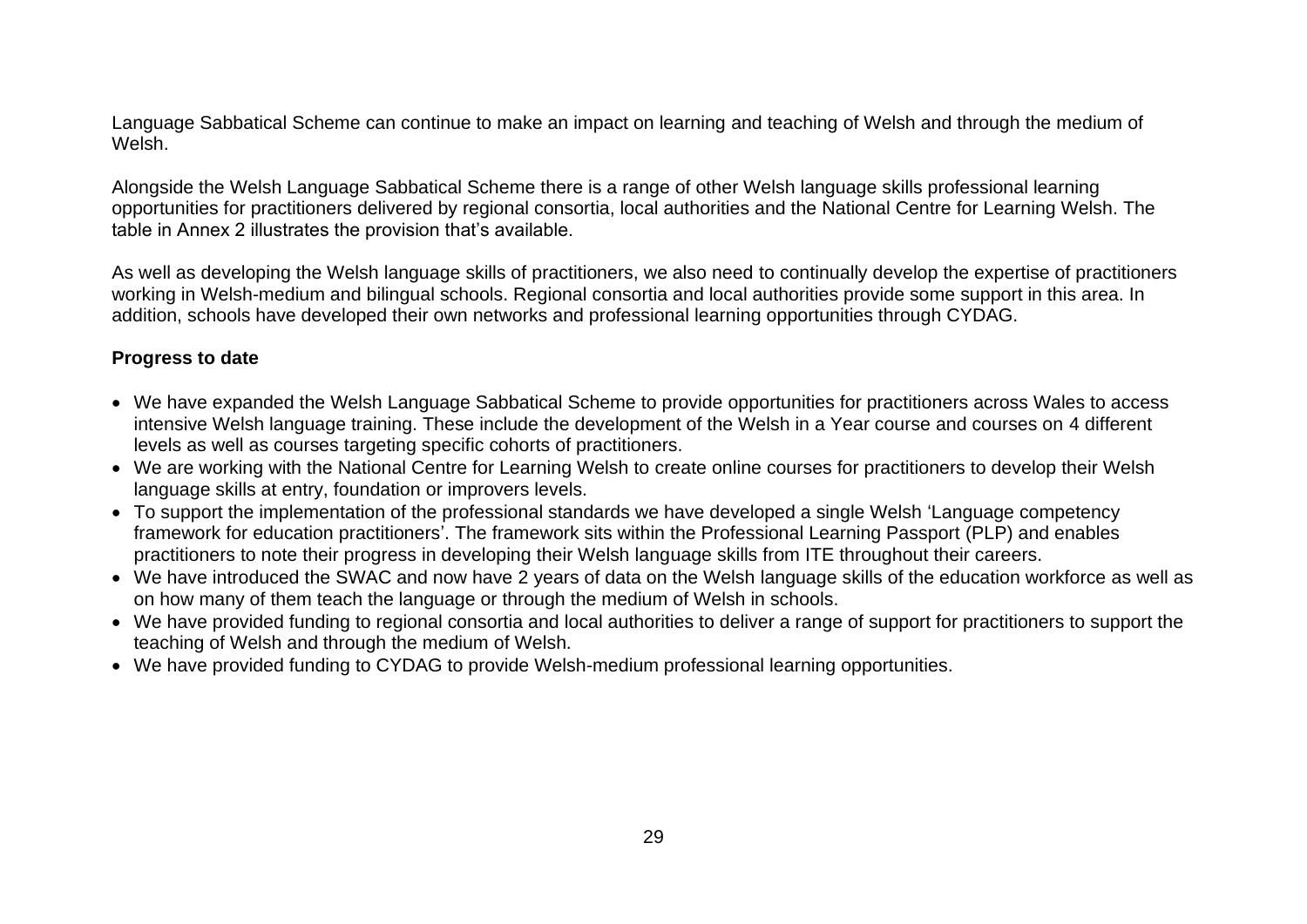Language Sabbatical Scheme can continue to make an impact on learning and teaching of Welsh and through the medium of Welsh.

Alongside the Welsh Language Sabbatical Scheme there is a range of other Welsh language skills professional learning opportunities for practitioners delivered by regional consortia, local authorities and the National Centre for Learning Welsh. The table in Annex 2 illustrates the provision that's available.

As well as developing the Welsh language skills of practitioners, we also need to continually develop the expertise of practitioners working in Welsh-medium and bilingual schools. Regional consortia and local authorities provide some support in this area. In addition, schools have developed their own networks and professional learning opportunities through CYDAG.

**Progress to date**

- We have expanded the Welsh Language Sabbatical Scheme to provide opportunities for practitioners across Wales to access intensive Welsh language training. These include the development of the Welsh in a Year course and courses on 4 different levels as well as courses targeting specific cohorts of practitioners.
- We are working with the National Centre for Learning Welsh to create online courses for practitioners to develop their Welsh language skills at entry, foundation or improvers levels.
- To support the implementation of the professional standards we have developed a single Welsh 'Language competency framework for education practitioners'. The framework sits within the Professional Learning Passport (PLP) and enables practitioners to note their progress in developing their Welsh language skills from ITE throughout their careers.
- We have introduced the SWAC and now have 2 years of data on the Welsh language skills of the education workforce as well as on how many of them teach the language or through the medium of Welsh in schools.
- We have provided funding to regional consortia and local authorities to deliver a range of support for practitioners to support the teaching of Welsh and through the medium of Welsh.
- We have provided funding to CYDAG to provide Welsh-medium professional learning opportunities.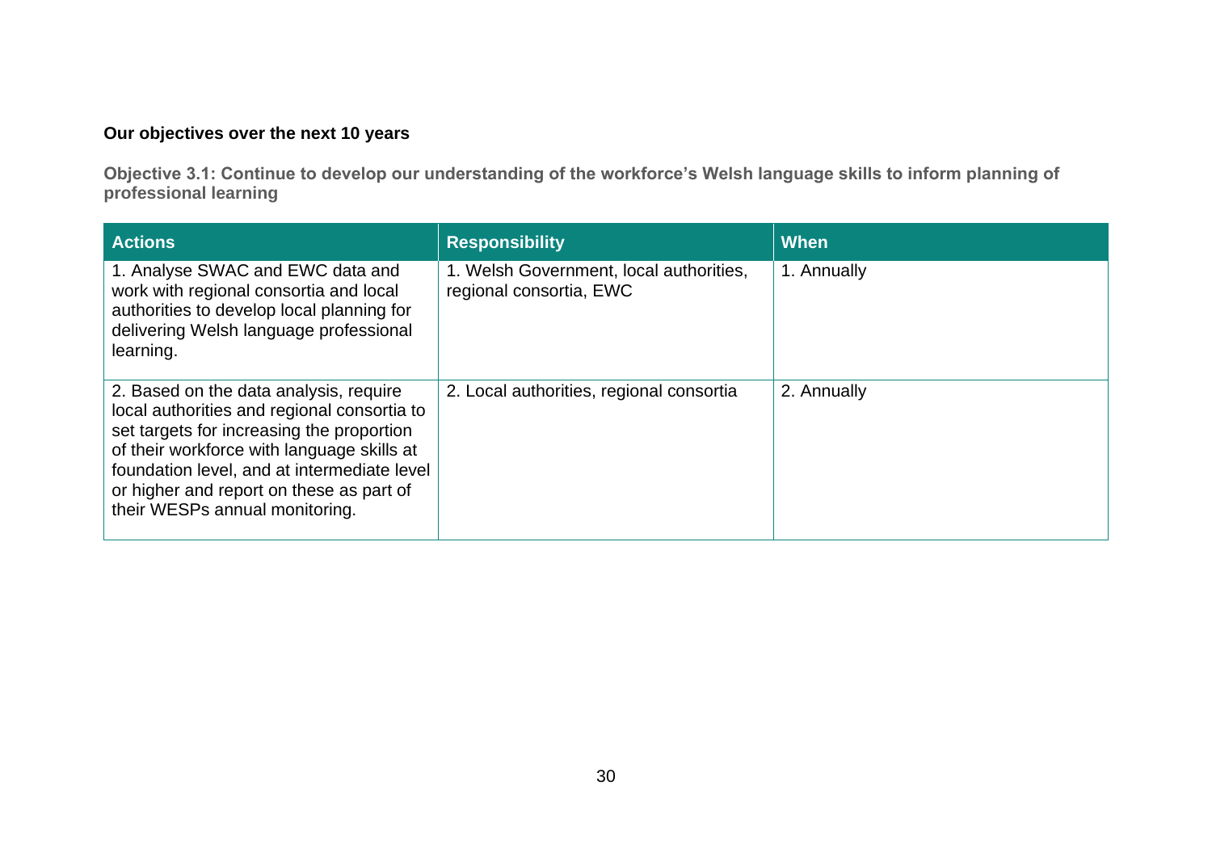## Our objectives over the next 10 years

### Objective 3.1: Continue to develop our understanding of the workforce's Welsh language skills to inform planning of professional learning

| Actions | Responsibility | When |
| --- | --- | --- |
| 1. Analyse SWAC and EWC data and work with regional consortia and local authorities to develop local planning for delivering Welsh language professional learning. | 1. Welsh Government, local authorities, regional consortia, EWC | 1. Annually |
| 2. Based on the data analysis, require local authorities and regional consortia to set targets for increasing the proportion of their workforce with language skills at foundation level, and at intermediate level or higher and report on these as part of their WESPs annual monitoring. | 2. Local authorities, regional consortia | 2. Annually |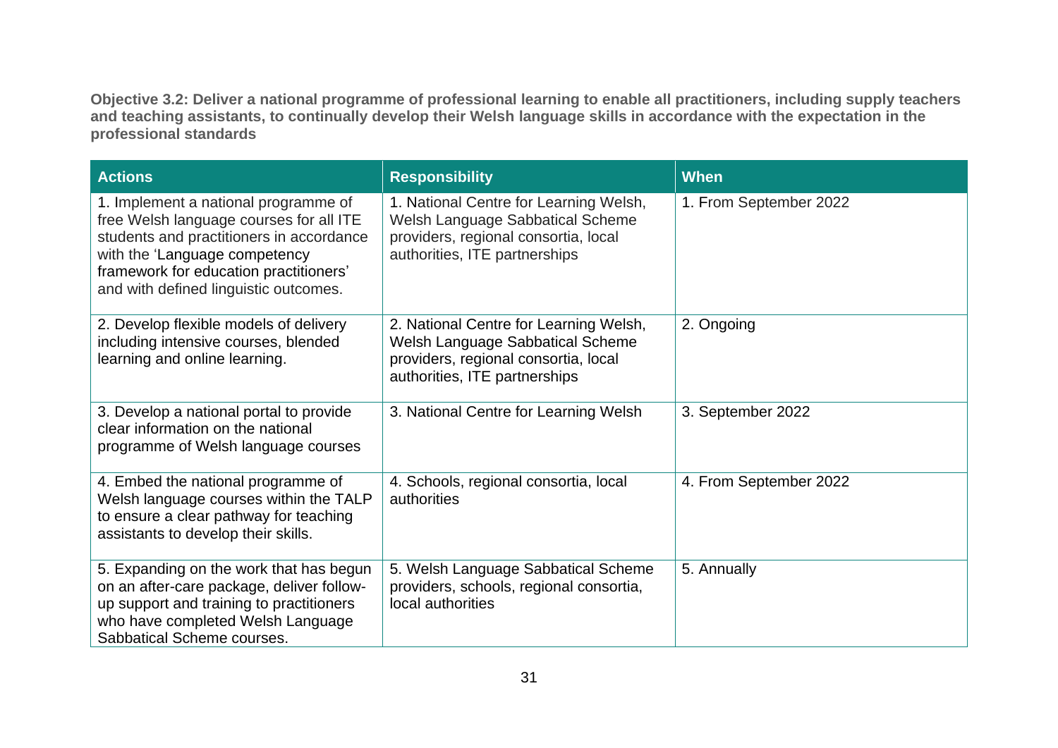**Objective 3.2: Deliver a national programme of professional learning to enable all practitioners, including supply teachers and teaching assistants, to continually develop their Welsh language skills in accordance with the expectation in the professional standards**

| Actions | Responsibility | When |
|---|---|---|
| 1. Implement a national programme of free Welsh language courses for all ITE students and practitioners in accordance with the 'Language competency framework for education practitioners' and with defined linguistic outcomes. | 1. National Centre for Learning Welsh, Welsh Language Sabbatical Scheme providers, regional consortia, local authorities, ITE partnerships | 1. From September 2022 |
| 2. Develop flexible models of delivery including intensive courses, blended learning and online learning. | 2. National Centre for Learning Welsh, Welsh Language Sabbatical Scheme providers, regional consortia, local authorities, ITE partnerships | 2. Ongoing |
| 3. Develop a national portal to provide clear information on the national programme of Welsh language courses | 3. National Centre for Learning Welsh | 3. September 2022 |
| 4. Embed the national programme of Welsh language courses within the TALP to ensure a clear pathway for teaching assistants to develop their skills. | 4. Schools, regional consortia, local authorities | 4. From September 2022 |
| 5. Expanding on the work that has begun on an after-care package, deliver follow-up support and training to practitioners who have completed Welsh Language Sabbatical Scheme courses. | 5. Welsh Language Sabbatical Scheme providers, schools, regional consortia, local authorities | 5. Annually |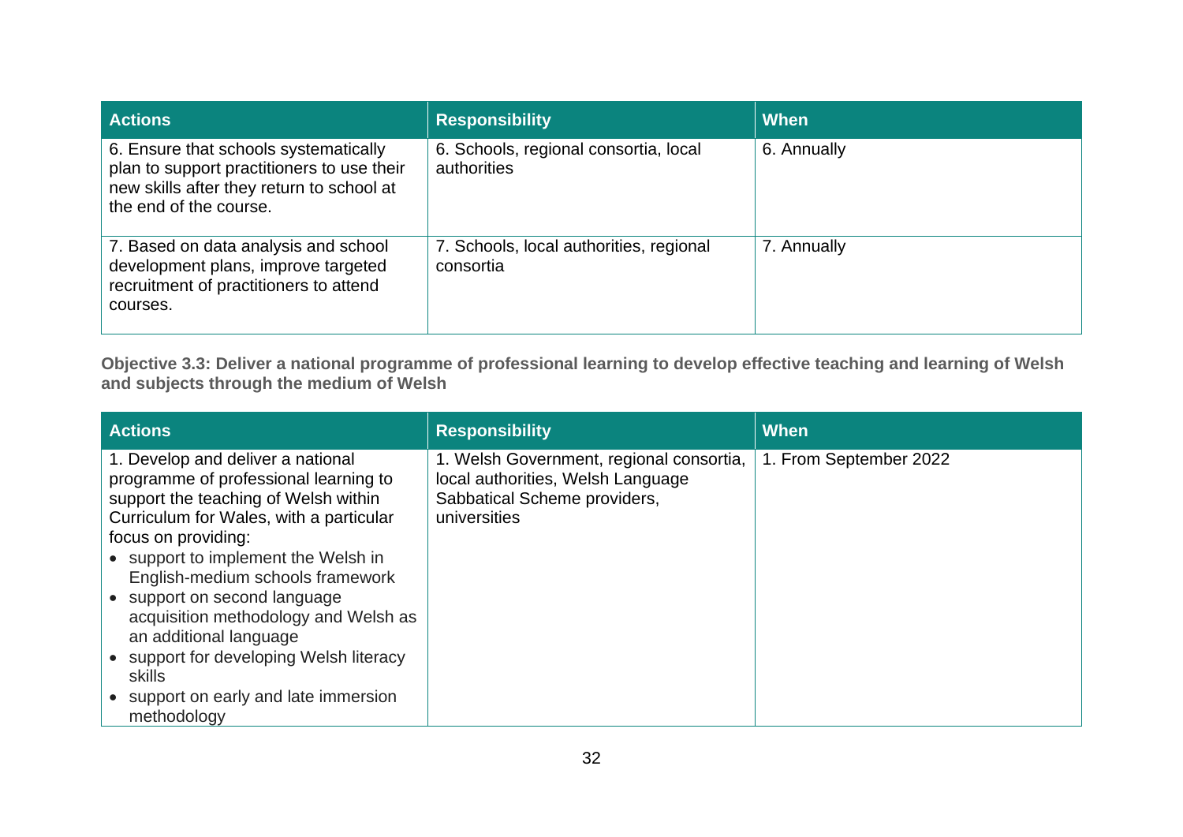| Actions | Responsibility | When |
|---|---|---|
| 6. Ensure that schools systematically plan to support practitioners to use their new skills after they return to school at the end of the course. | 6. Schools, regional consortia, local authorities | 6. Annually |
| 7. Based on data analysis and school development plans, improve targeted recruitment of practitioners to attend courses. | 7. Schools, local authorities, regional consortia | 7. Annually |

**Objective 3.3: Deliver a national programme of professional learning to develop effective teaching and learning of Welsh and subjects through the medium of Welsh**

| Actions | Responsibility | When |
|---|---|---|
| 1. Develop and deliver a national programme of professional learning to support the teaching of Welsh within Curriculum for Wales, with a particular focus on providing:<br>• support to implement the Welsh in English-medium schools framework<br>• support on second language acquisition methodology and Welsh as an additional language<br>• support for developing Welsh literacy skills<br>• support on early and late immersion methodology | 1. Welsh Government, regional consortia, local authorities, Welsh Language Sabbatical Scheme providers, universities | 1. From September 2022 |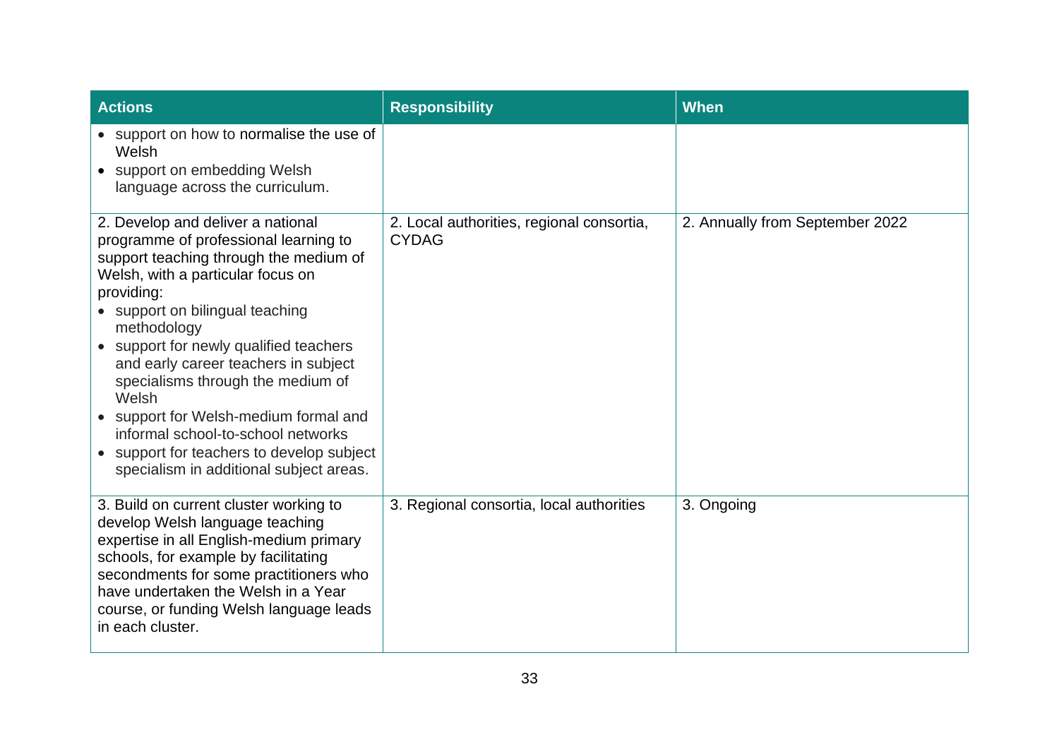| Actions | Responsibility | When |
|---|---|---|
| • support on how to normalise the use of Welsh<br>• support on embedding Welsh language across the curriculum. | | |
| 2. Develop and deliver a national programme of professional learning to support teaching through the medium of Welsh, with a particular focus on providing:<br>• support on bilingual teaching methodology<br>• support for newly qualified teachers and early career teachers in subject specialisms through the medium of Welsh<br>• support for Welsh-medium formal and informal school-to-school networks<br>• support for teachers to develop subject specialism in additional subject areas. | 2. Local authorities, regional consortia, CYDAG | 2. Annually from September 2022 |
| 3. Build on current cluster working to develop Welsh language teaching expertise in all English-medium primary schools, for example by facilitating secondments for some practitioners who have undertaken the Welsh in a Year course, or funding Welsh language leads in each cluster. | 3. Regional consortia, local authorities | 3. Ongoing |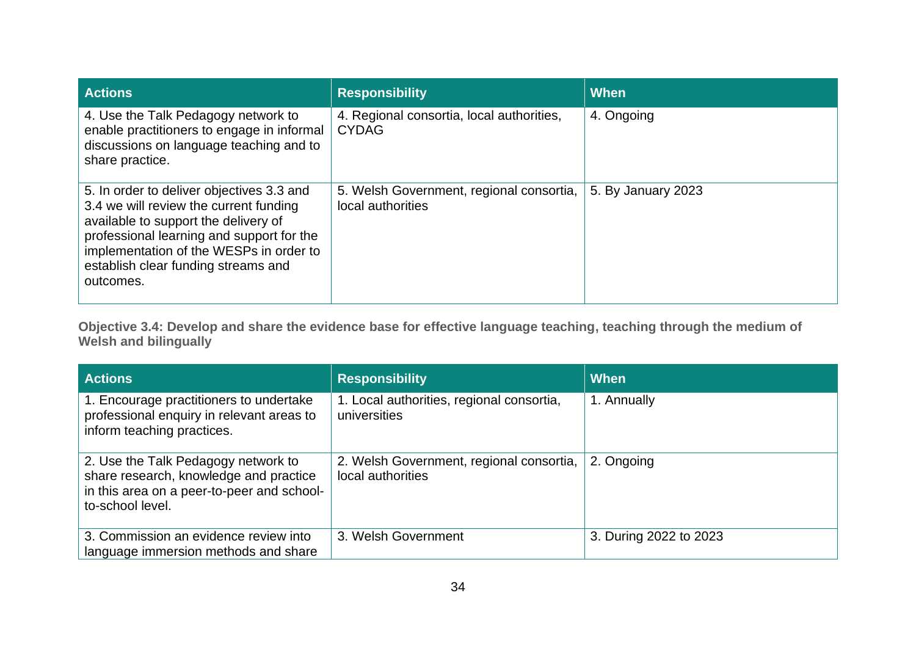| Actions | Responsibility | When |
|---|---|---|
| 4. Use the Talk Pedagogy network to enable practitioners to engage in informal discussions on language teaching and to share practice. | 4. Regional consortia, local authorities, CYDAG | 4. Ongoing |
| 5. In order to deliver objectives 3.3 and 3.4 we will review the current funding available to support the delivery of professional learning and support for the implementation of the WESPs in order to establish clear funding streams and outcomes. | 5. Welsh Government, regional consortia, local authorities | 5. By January 2023 |

**Objective 3.4: Develop and share the evidence base for effective language teaching, teaching through the medium of Welsh and bilingually**

| Actions | Responsibility | When |
|---|---|---|
| 1. Encourage practitioners to undertake professional enquiry in relevant areas to inform teaching practices. | 1. Local authorities, regional consortia, universities | 1. Annually |
| 2. Use the Talk Pedagogy network to share research, knowledge and practice in this area on a peer-to-peer and school-to-school level. | 2. Welsh Government, regional consortia, local authorities | 2. Ongoing |
| 3. Commission an evidence review into language immersion methods and share | 3. Welsh Government | 3. During 2022 to 2023 |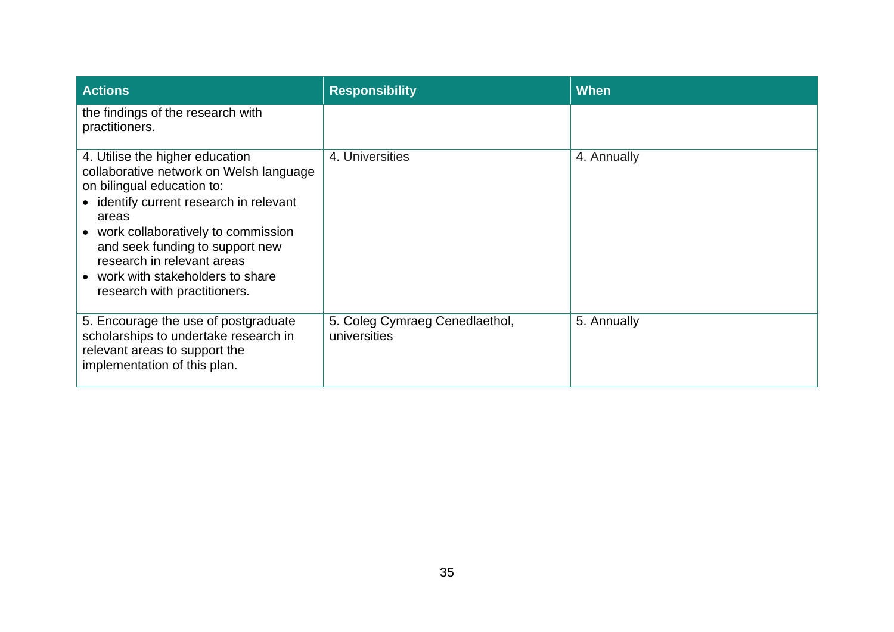| Actions | Responsibility | When |
| --- | --- | --- |
| the findings of the research with practitioners. | | |
| 4. Utilise the higher education collaborative network on Welsh language on bilingual education to:<br>• identify current research in relevant areas<br>• work collaboratively to commission and seek funding to support new research in relevant areas<br>• work with stakeholders to share research with practitioners. | 4. Universities | 4. Annually |
| 5. Encourage the use of postgraduate scholarships to undertake research in relevant areas to support the implementation of this plan. | 5. Coleg Cymraeg Cenedlaethol, universities | 5. Annually |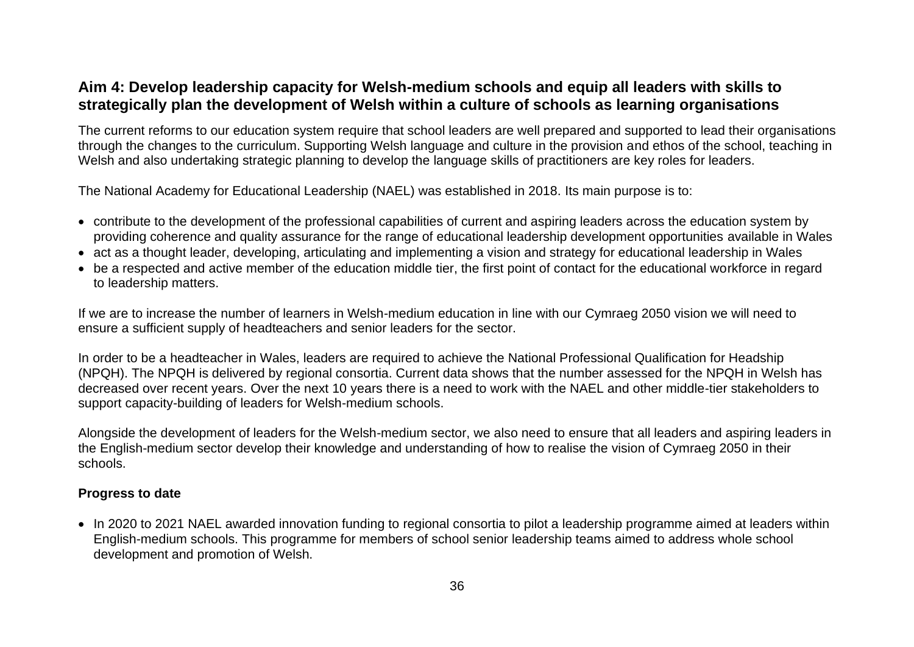## Aim 4: Develop leadership capacity for Welsh-medium schools and equip all leaders with skills to strategically plan the development of Welsh within a culture of schools as learning organisations

The current reforms to our education system require that school leaders are well prepared and supported to lead their organisations through the changes to the curriculum. Supporting Welsh language and culture in the provision and ethos of the school, teaching in Welsh and also undertaking strategic planning to develop the language skills of practitioners are key roles for leaders.

The National Academy for Educational Leadership (NAEL) was established in 2018. Its main purpose is to:

- contribute to the development of the professional capabilities of current and aspiring leaders across the education system by providing coherence and quality assurance for the range of educational leadership development opportunities available in Wales
- act as a thought leader, developing, articulating and implementing a vision and strategy for educational leadership in Wales
- be a respected and active member of the education middle tier, the first point of contact for the educational workforce in regard to leadership matters.

If we are to increase the number of learners in Welsh-medium education in line with our Cymraeg 2050 vision we will need to ensure a sufficient supply of headteachers and senior leaders for the sector.

In order to be a headteacher in Wales, leaders are required to achieve the National Professional Qualification for Headship (NPQH). The NPQH is delivered by regional consortia. Current data shows that the number assessed for the NPQH in Welsh has decreased over recent years. Over the next 10 years there is a need to work with the NAEL and other middle-tier stakeholders to support capacity-building of leaders for Welsh-medium schools.

Alongside the development of leaders for the Welsh-medium sector, we also need to ensure that all leaders and aspiring leaders in the English-medium sector develop their knowledge and understanding of how to realise the vision of Cymraeg 2050 in their schools.

### Progress to date

- In 2020 to 2021 NAEL awarded innovation funding to regional consortia to pilot a leadership programme aimed at leaders within English-medium schools. This programme for members of school senior leadership teams aimed to address whole school development and promotion of Welsh.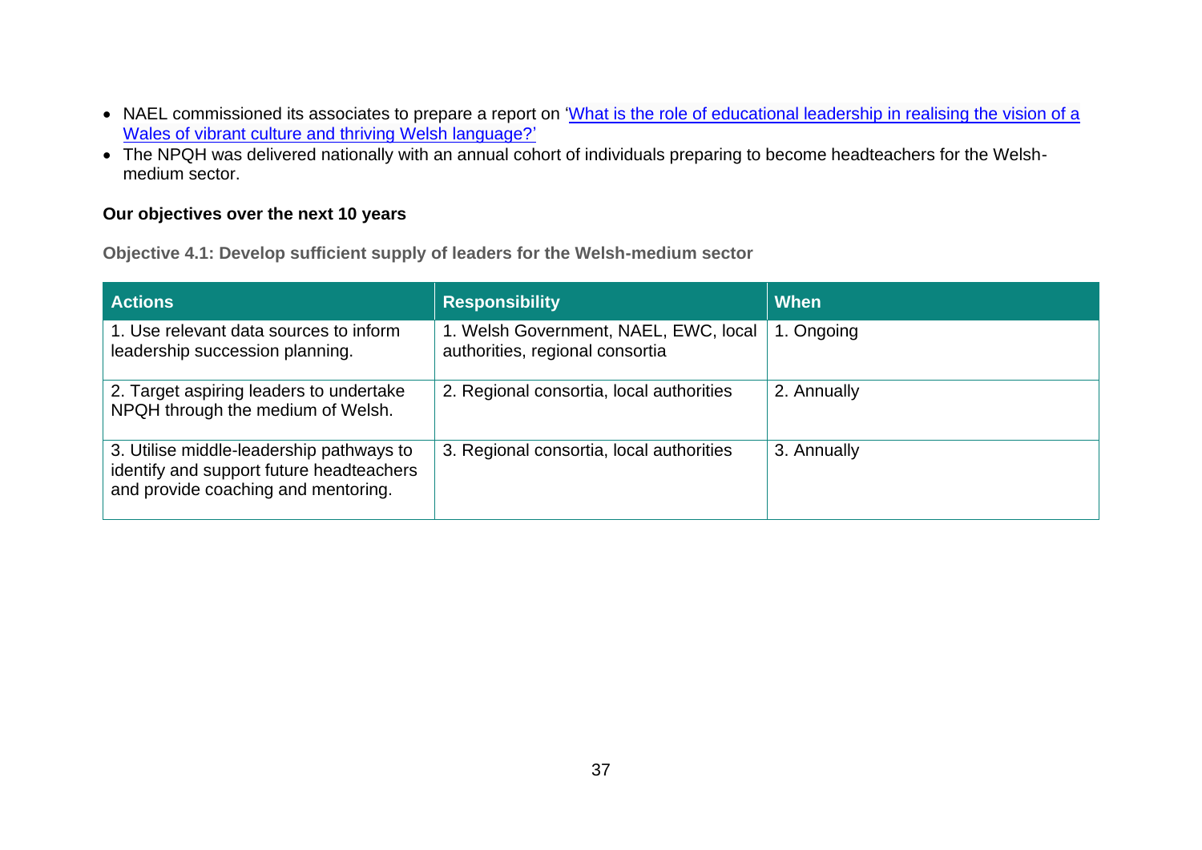- NAEL commissioned its associates to prepare a report on ['What is the role of educational leadership in realising the vision of a Wales of vibrant culture and thriving Welsh language?'](#)
- The NPQH was delivered nationally with an annual cohort of individuals preparing to become headteachers for the Welsh-medium sector.

### Our objectives over the next 10 years

#### Objective 4.1: Develop sufficient supply of leaders for the Welsh-medium sector

| Actions | Responsibility | When |
|---|---|---|
| 1. Use relevant data sources to inform leadership succession planning. | 1. Welsh Government, NAEL, EWC, local authorities, regional consortia | 1. Ongoing |
| 2. Target aspiring leaders to undertake NPQH through the medium of Welsh. | 2. Regional consortia, local authorities | 2. Annually |
| 3. Utilise middle-leadership pathways to identify and support future headteachers and provide coaching and mentoring. | 3. Regional consortia, local authorities | 3. Annually |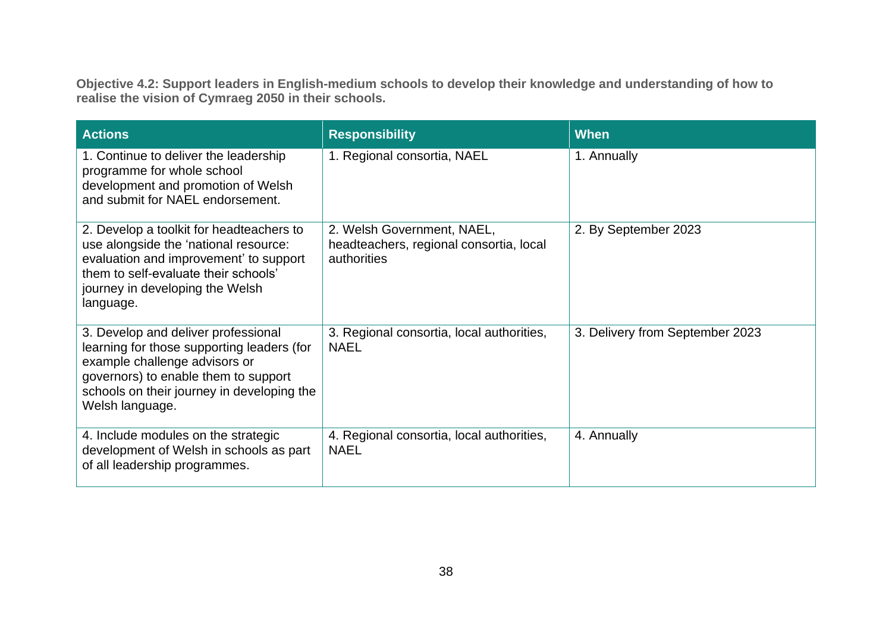**Objective 4.2: Support leaders in English-medium schools to develop their knowledge and understanding of how to realise the vision of Cymraeg 2050 in their schools.**

| Actions | Responsibility | When |
|---|---|---|
| 1. Continue to deliver the leadership programme for whole school development and promotion of Welsh and submit for NAEL endorsement. | 1. Regional consortia, NAEL | 1. Annually |
| 2. Develop a toolkit for headteachers to use alongside the 'national resource: evaluation and improvement' to support them to self-evaluate their schools' journey in developing the Welsh language. | 2. Welsh Government, NAEL, headteachers, regional consortia, local authorities | 2. By September 2023 |
| 3. Develop and deliver professional learning for those supporting leaders (for example challenge advisors or governors) to enable them to support schools on their journey in developing the Welsh language. | 3. Regional consortia, local authorities, NAEL | 3. Delivery from September 2023 |
| 4. Include modules on the strategic development of Welsh in schools as part of all leadership programmes. | 4. Regional consortia, local authorities, NAEL | 4. Annually |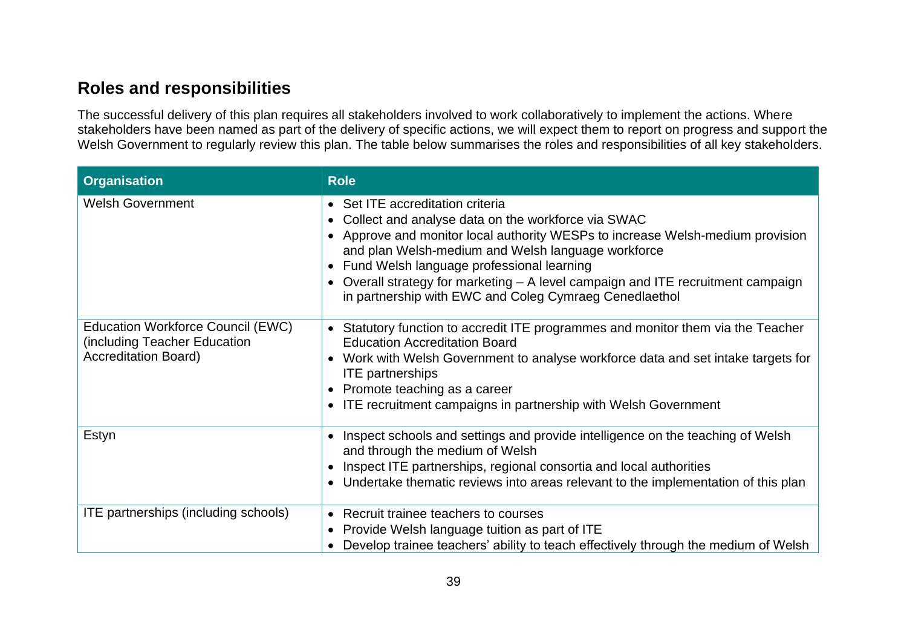## Roles and responsibilities

The successful delivery of this plan requires all stakeholders involved to work collaboratively to implement the actions. Where stakeholders have been named as part of the delivery of specific actions, we will expect them to report on progress and support the Welsh Government to regularly review this plan. The table below summarises the roles and responsibilities of all key stakeholders.

| Organisation | Role |
| --- | --- |
| Welsh Government | • Set ITE accreditation criteria<br>• Collect and analyse data on the workforce via SWAC<br>• Approve and monitor local authority WESPs to increase Welsh-medium provision and plan Welsh-medium and Welsh language workforce<br>• Fund Welsh language professional learning<br>• Overall strategy for marketing – A level campaign and ITE recruitment campaign in partnership with EWC and Coleg Cymraeg Cenedlaethol |
| Education Workforce Council (EWC) (including Teacher Education Accreditation Board) | • Statutory function to accredit ITE programmes and monitor them via the Teacher Education Accreditation Board<br>• Work with Welsh Government to analyse workforce data and set intake targets for ITE partnerships<br>• Promote teaching as a career<br>• ITE recruitment campaigns in partnership with Welsh Government |
| Estyn | • Inspect schools and settings and provide intelligence on the teaching of Welsh and through the medium of Welsh<br>• Inspect ITE partnerships, regional consortia and local authorities<br>• Undertake thematic reviews into areas relevant to the implementation of this plan |
| ITE partnerships (including schools) | • Recruit trainee teachers to courses<br>• Provide Welsh language tuition as part of ITE<br>• Develop trainee teachers' ability to teach effectively through the medium of Welsh |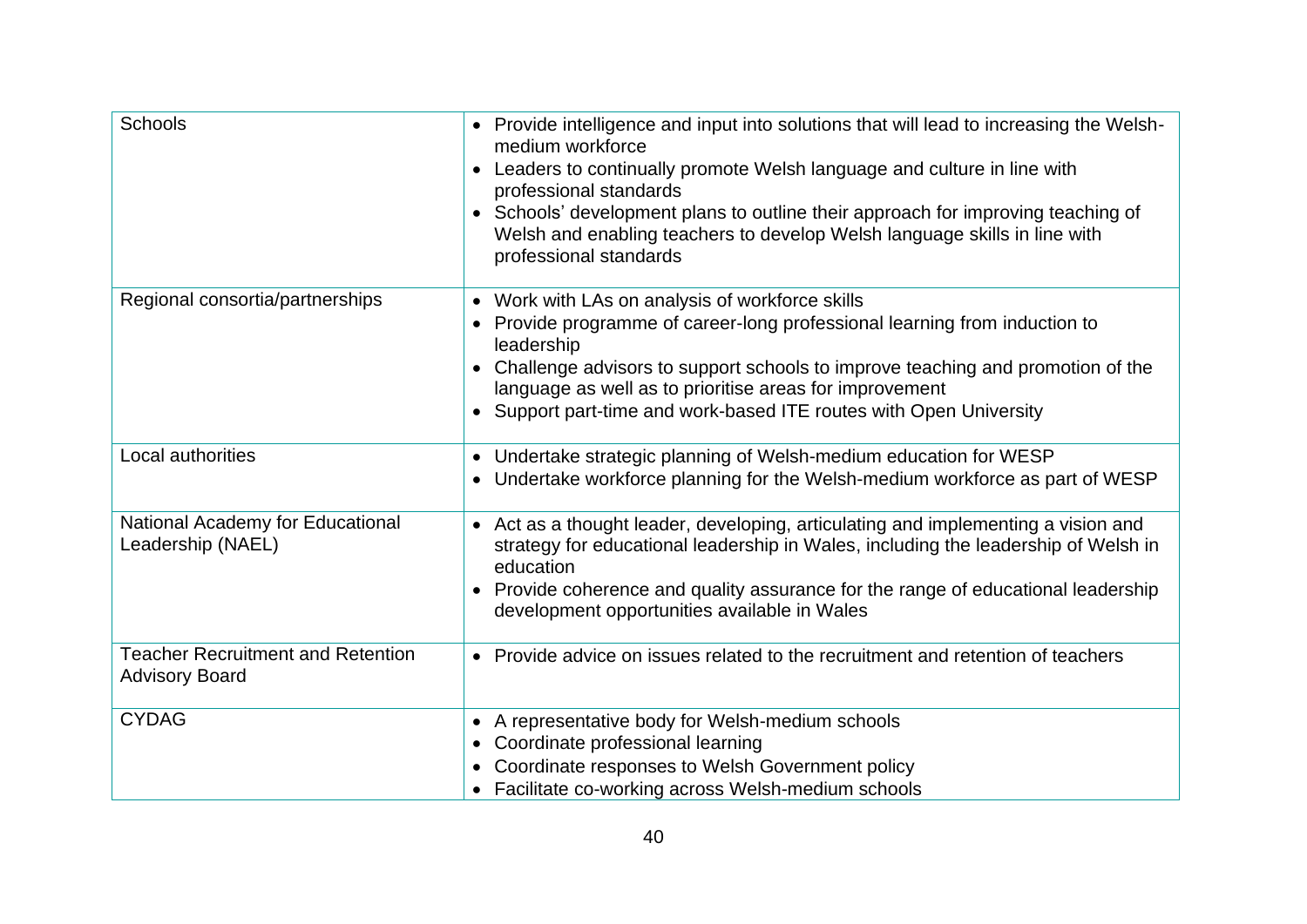| | |
|---|---|
| Schools | • Provide intelligence and input into solutions that will lead to increasing the Welsh-medium workforce<br>• Leaders to continually promote Welsh language and culture in line with professional standards<br>• Schools' development plans to outline their approach for improving teaching of Welsh and enabling teachers to develop Welsh language skills in line with professional standards |
| Regional consortia/partnerships | • Work with LAs on analysis of workforce skills<br>• Provide programme of career-long professional learning from induction to leadership<br>• Challenge advisors to support schools to improve teaching and promotion of the language as well as to prioritise areas for improvement<br>• Support part-time and work-based ITE routes with Open University |
| Local authorities | • Undertake strategic planning of Welsh-medium education for WESP<br>• Undertake workforce planning for the Welsh-medium workforce as part of WESP |
| National Academy for Educational Leadership (NAEL) | • Act as a thought leader, developing, articulating and implementing a vision and strategy for educational leadership in Wales, including the leadership of Welsh in education<br>• Provide coherence and quality assurance for the range of educational leadership development opportunities available in Wales |
| Teacher Recruitment and Retention Advisory Board | • Provide advice on issues related to the recruitment and retention of teachers |
| CYDAG | • A representative body for Welsh-medium schools<br>• Coordinate professional learning<br>• Coordinate responses to Welsh Government policy<br>• Facilitate co-working across Welsh-medium schools |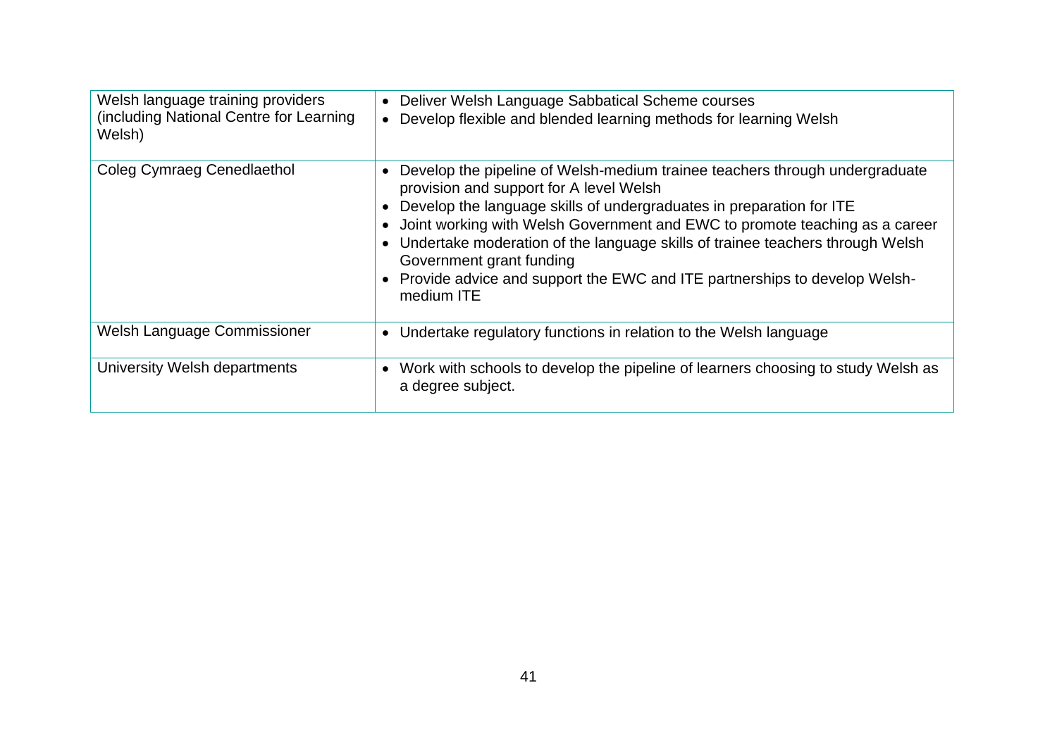| | |
|---|---|
| Welsh language training providers (including National Centre for Learning Welsh) | • Deliver Welsh Language Sabbatical Scheme courses<br>• Develop flexible and blended learning methods for learning Welsh |
| Coleg Cymraeg Cenedlaethol | • Develop the pipeline of Welsh-medium trainee teachers through undergraduate provision and support for A level Welsh<br>• Develop the language skills of undergraduates in preparation for ITE<br>• Joint working with Welsh Government and EWC to promote teaching as a career<br>• Undertake moderation of the language skills of trainee teachers through Welsh Government grant funding<br>• Provide advice and support the EWC and ITE partnerships to develop Welsh-medium ITE |
| Welsh Language Commissioner | • Undertake regulatory functions in relation to the Welsh language |
| University Welsh departments | • Work with schools to develop the pipeline of learners choosing to study Welsh as a degree subject. |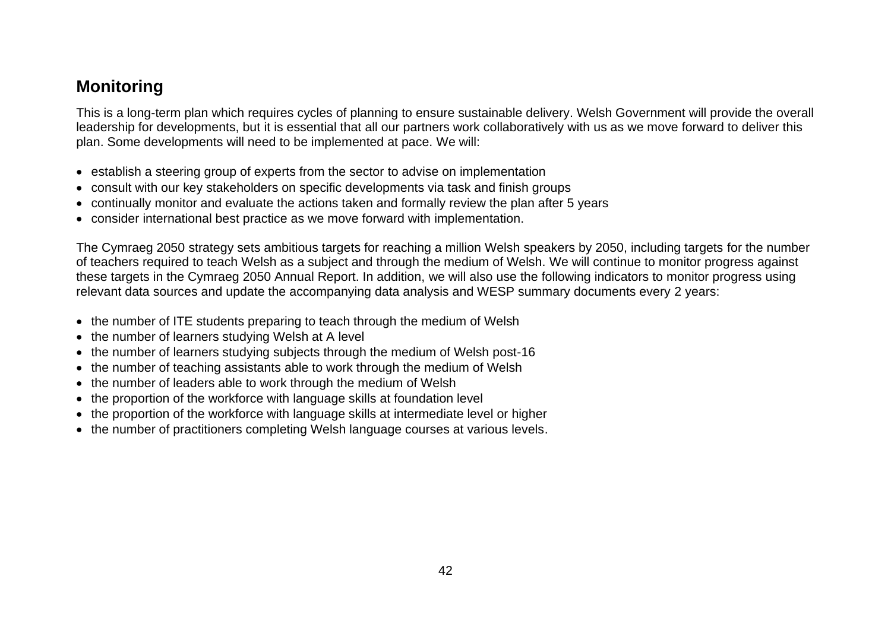## Monitoring

This is a long-term plan which requires cycles of planning to ensure sustainable delivery. Welsh Government will provide the overall leadership for developments, but it is essential that all our partners work collaboratively with us as we move forward to deliver this plan. Some developments will need to be implemented at pace. We will:

- establish a steering group of experts from the sector to advise on implementation
- consult with our key stakeholders on specific developments via task and finish groups
- continually monitor and evaluate the actions taken and formally review the plan after 5 years
- consider international best practice as we move forward with implementation.

The Cymraeg 2050 strategy sets ambitious targets for reaching a million Welsh speakers by 2050, including targets for the number of teachers required to teach Welsh as a subject and through the medium of Welsh. We will continue to monitor progress against these targets in the Cymraeg 2050 Annual Report. In addition, we will also use the following indicators to monitor progress using relevant data sources and update the accompanying data analysis and WESP summary documents every 2 years:

- the number of ITE students preparing to teach through the medium of Welsh
- the number of learners studying Welsh at A level
- the number of learners studying subjects through the medium of Welsh post-16
- the number of teaching assistants able to work through the medium of Welsh
- the number of leaders able to work through the medium of Welsh
- the proportion of the workforce with language skills at foundation level
- the proportion of the workforce with language skills at intermediate level or higher
- the number of practitioners completing Welsh language courses at various levels.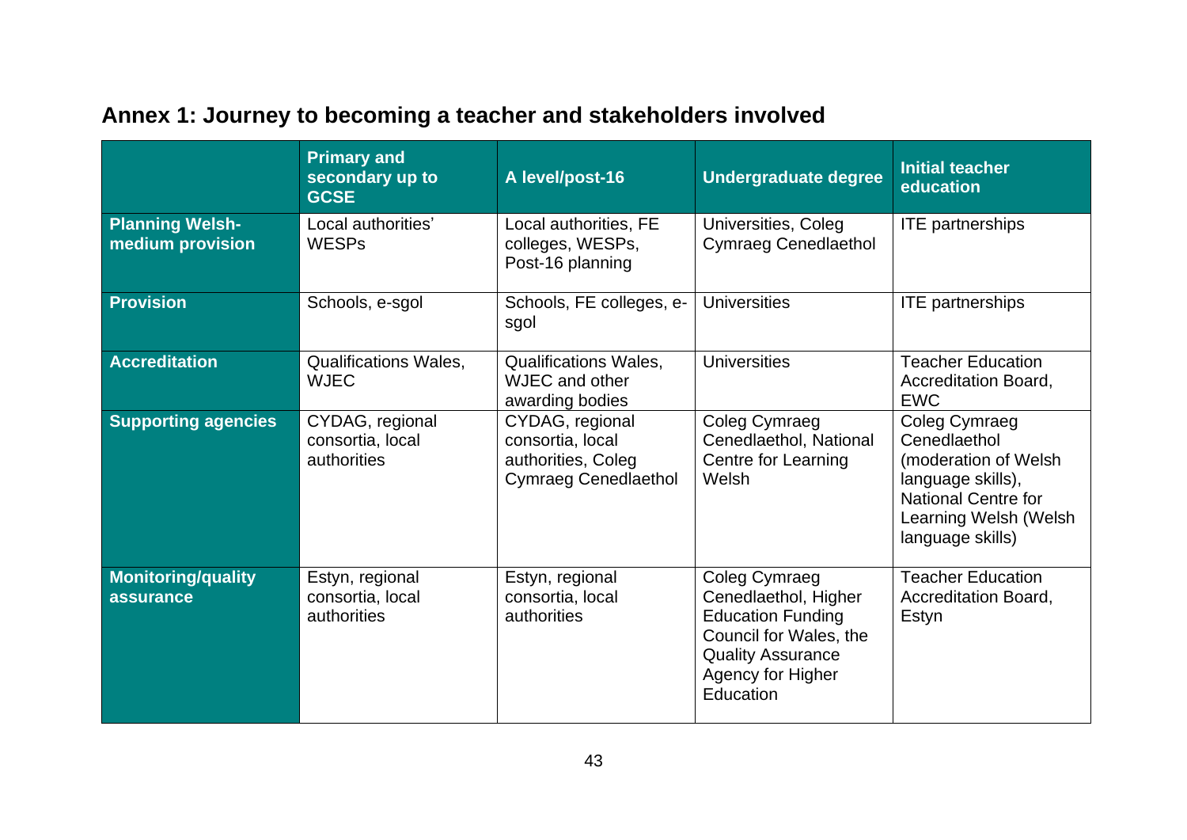## Annex 1: Journey to becoming a teacher and stakeholders involved

| | Primary and secondary up to GCSE | A level/post-16 | Undergraduate degree | Initial teacher education |
|---|---|---|---|---|
| **Planning Welsh-medium provision** | Local authorities' WESPs | Local authorities, FE colleges, WESPs, Post-16 planning | Universities, Coleg Cymraeg Cenedlaethol | ITE partnerships |
| **Provision** | Schools, e-sgol | Schools, FE colleges, e-sgol | Universities | ITE partnerships |
| **Accreditation** | Qualifications Wales, WJEC | Qualifications Wales, WJEC and other awarding bodies | Universities | Teacher Education Accreditation Board, EWC |
| **Supporting agencies** | CYDAG, regional consortia, local authorities | CYDAG, regional consortia, local authorities, Coleg Cymraeg Cenedlaethol | Coleg Cymraeg Cenedlaethol, National Centre for Learning Welsh | Coleg Cymraeg Cenedlaethol (moderation of Welsh language skills), National Centre for Learning Welsh (Welsh language skills) |
| **Monitoring/quality assurance** | Estyn, regional consortia, local authorities | Estyn, regional consortia, local authorities | Coleg Cymraeg Cenedlaethol, Higher Education Funding Council for Wales, the Quality Assurance Agency for Higher Education | Teacher Education Accreditation Board, Estyn |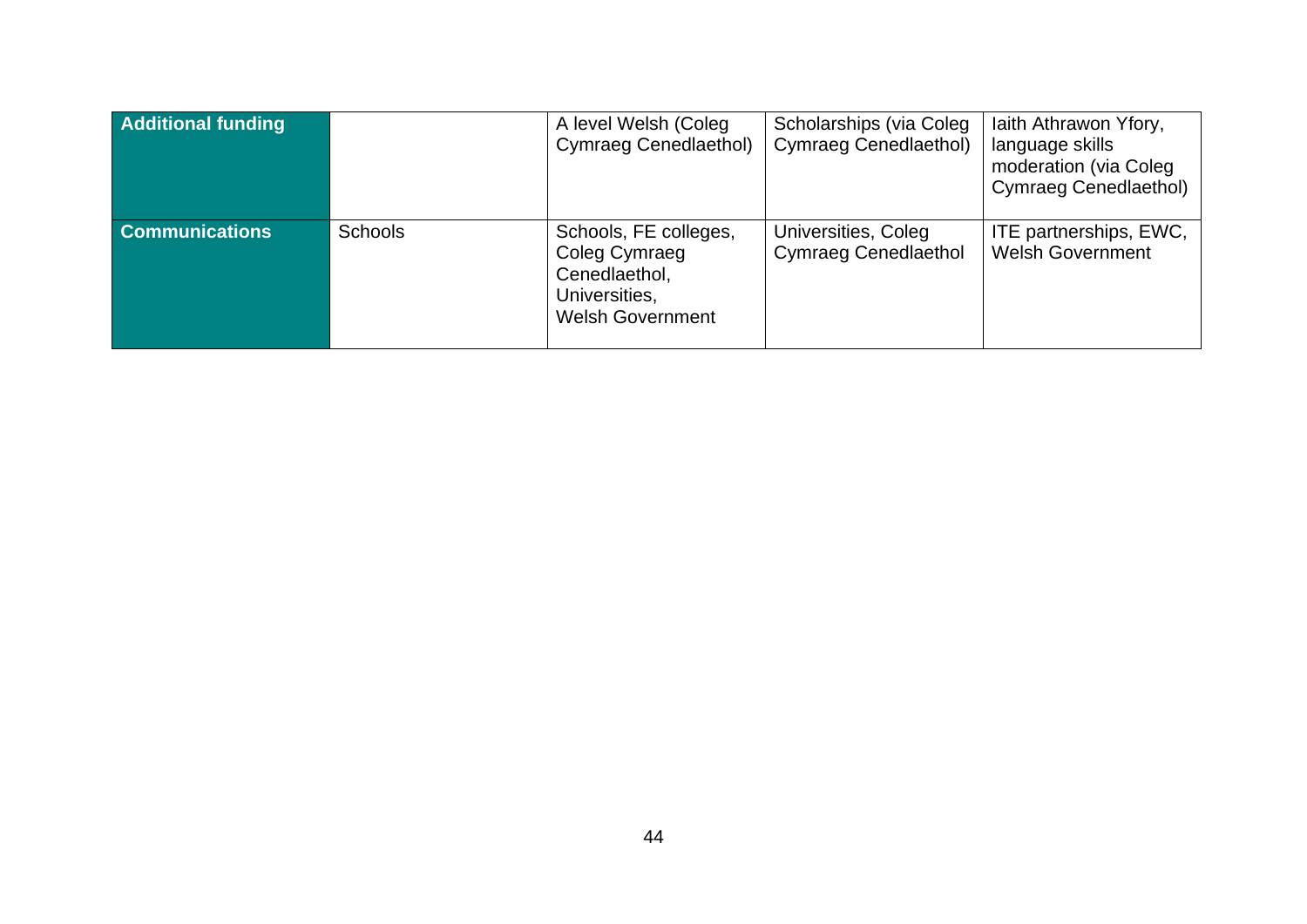| | | | | |
|---|---|---|---|---|
| **Additional funding** | | A level Welsh (Coleg Cymraeg Cenedlaethol) | Scholarships (via Coleg Cymraeg Cenedlaethol) | Iaith Athrawon Yfory, language skills moderation (via Coleg Cymraeg Cenedlaethol) |
| **Communications** | Schools | Schools, FE colleges, Coleg Cymraeg Cenedlaethol, Universities, Welsh Government | Universities, Coleg Cymraeg Cenedlaethol | ITE partnerships, EWC, Welsh Government |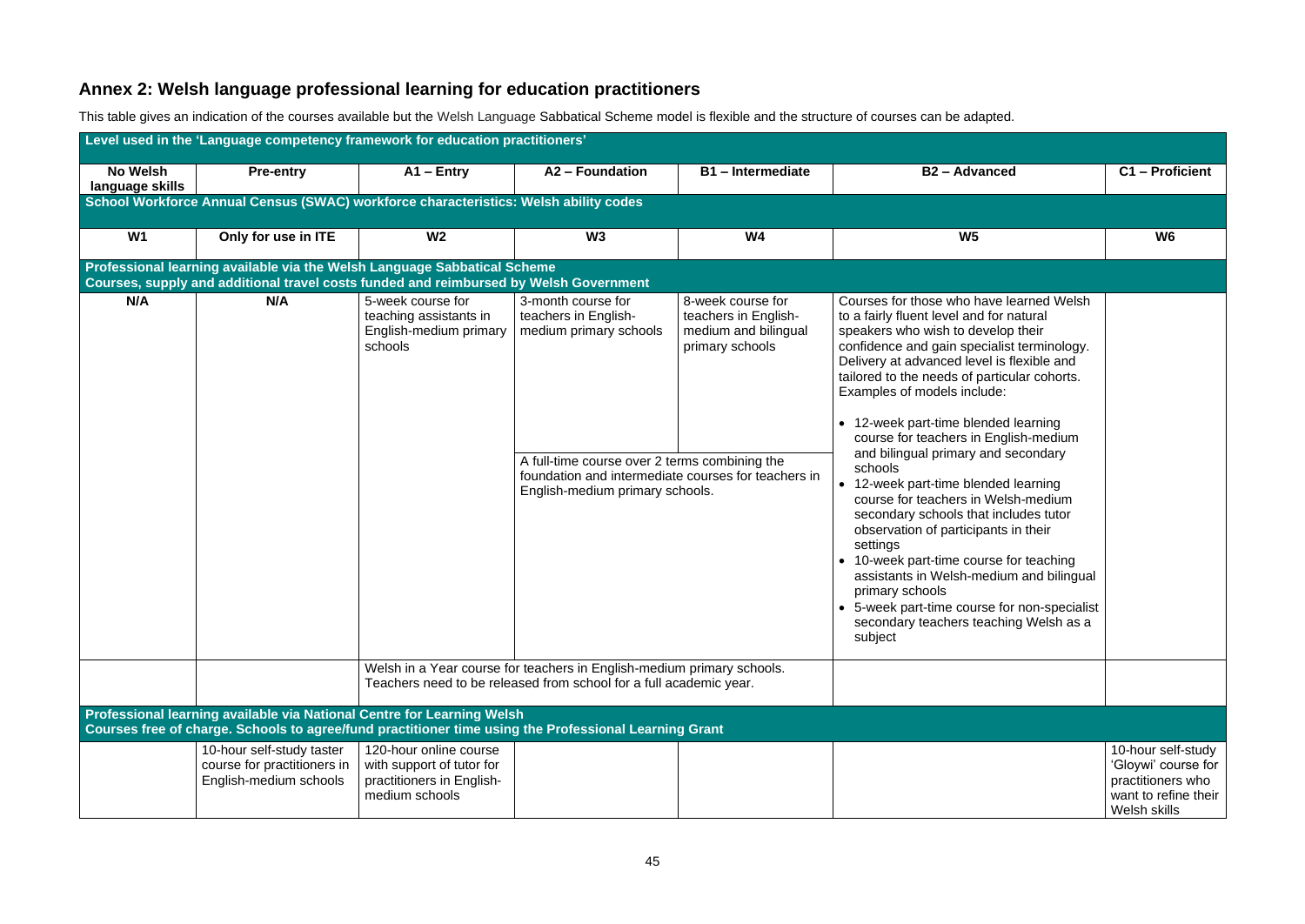## Annex 2: Welsh language professional learning for education practitioners

This table gives an indication of the courses available but the Welsh Language Sabbatical Scheme model is flexible and the structure of courses can be adapted.

| **Level used in the 'Language competency framework for education practitioners'** | | | | | | |
|---|---|---|---|---|---|---|
| **No Welsh language skills** | **Pre-entry** | **A1 – Entry** | **A2 – Foundation** | **B1 – Intermediate** | **B2 – Advanced** | **C1 – Proficient** |
| **School Workforce Annual Census (SWAC) workforce characteristics: Welsh ability codes** | | | | | | |
| **W1** | **Only for use in ITE** | **W2** | **W3** | **W4** | **W5** | **W6** |
| **Professional learning available via the Welsh Language Sabbatical Scheme**<br>**Courses, supply and additional travel costs funded and reimbursed by Welsh Government** | | | | | | |
| **N/A** | **N/A** | 5-week course for teaching assistants in English-medium primary schools | 3-month course for teachers in English-medium primary schools | 8-week course for teachers in English-medium and bilingual primary schools | Courses for those who have learned Welsh to a fairly fluent level and for natural speakers who wish to develop their confidence and gain specialist terminology. Delivery at advanced level is flexible and tailored to the needs of particular cohorts. Examples of models include:<br>• 12-week part-time blended learning course for teachers in English-medium and bilingual primary and secondary schools<br>• 12-week part-time blended learning course for teachers in Welsh-medium secondary schools that includes tutor observation of participants in their settings<br>• 10-week part-time course for teaching assistants in Welsh-medium and bilingual primary schools<br>• 5-week part-time course for non-specialist secondary teachers teaching Welsh as a subject | |
| | | | A full-time course over 2 terms combining the foundation and intermediate courses for teachers in English-medium primary schools. | | | |
| | | Welsh in a Year course for teachers in English-medium primary schools. Teachers need to be released from school for a full academic year. | | | | |
| **Professional learning available via National Centre for Learning Welsh**<br>**Courses free of charge. Schools to agree/fund practitioner time using the Professional Learning Grant** | | | | | | |
| | 10-hour self-study taster course for practitioners in English-medium schools | 120-hour online course with support of tutor for practitioners in English-medium schools | | | | 10-hour self-study 'Gloywi' course for practitioners who want to refine their Welsh skills |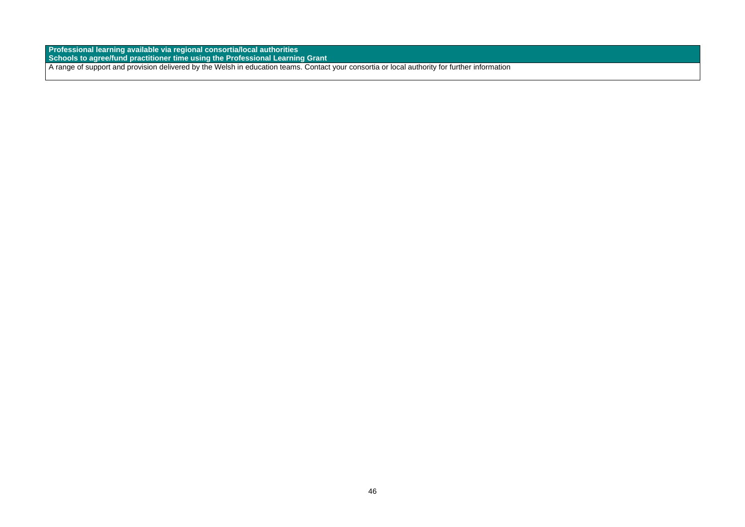| **Professional learning available via regional consortia/local authorities**<br>**Schools to agree/fund practitioner time using the Professional Learning Grant** |
| --- |
| A range of support and provision delivered by the Welsh in education teams. Contact your consortia or local authority for further information |